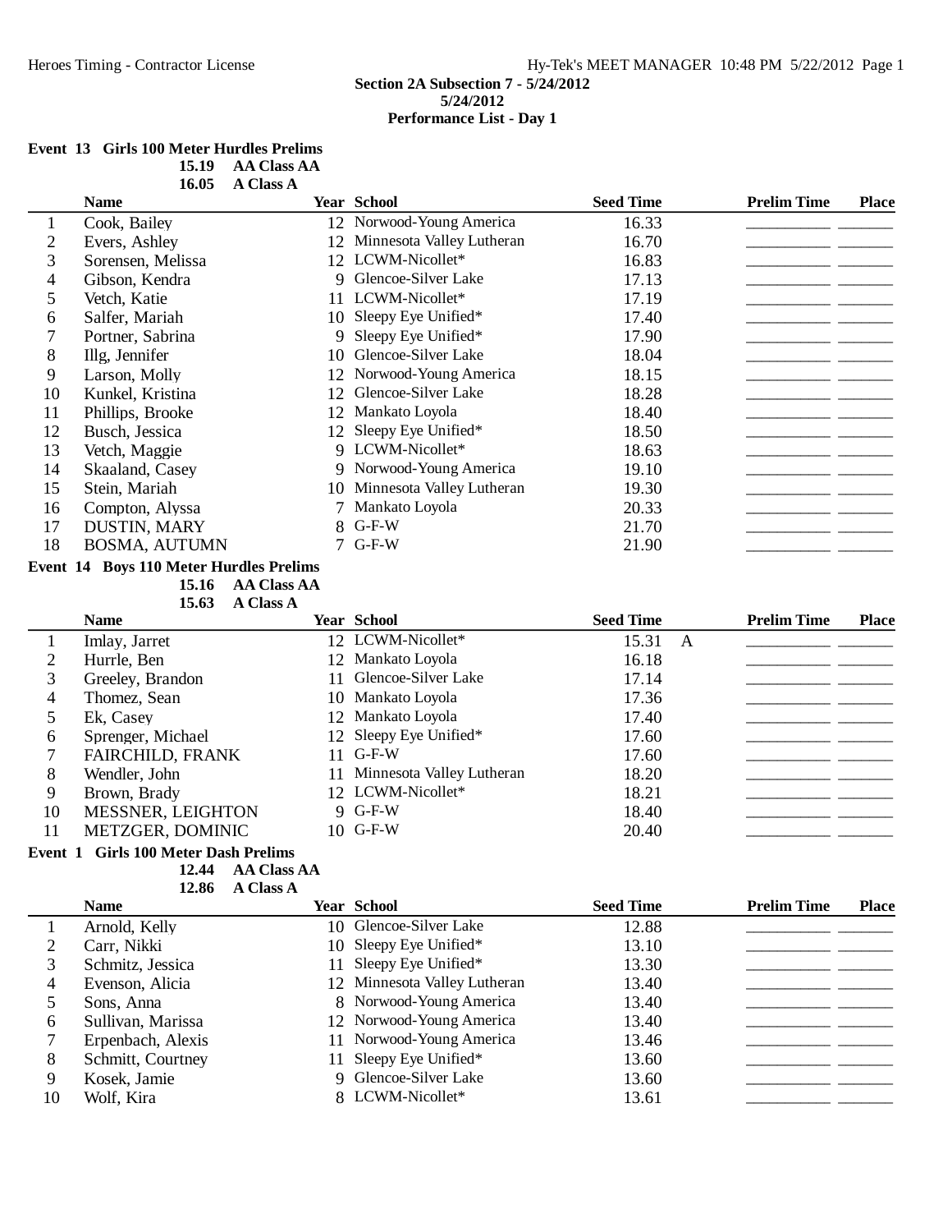**Section 2A Subsection 7 - 5/24/2012**
**5/24/2012**
**Performance List - Day 1**

**Event 13 Girls 100 Meter Hurdles Prelims**

**15.19 AA Class AA**
**16.05 A Class A**

| | Name | Year | School | Seed Time | | Prelim Time | Place |
|---|---|---|---|---|---|---|---|
| 1 | Cook, Bailey | 12 | Norwood-Young America | 16.33 | | _________ | _______ |
| 2 | Evers, Ashley | 12 | Minnesota Valley Lutheran | 16.70 | | _________ | _______ |
| 3 | Sorensen, Melissa | 12 | LCWM-Nicollet* | 16.83 | | _________ | _______ |
| 4 | Gibson, Kendra | 9 | Glencoe-Silver Lake | 17.13 | | _________ | _______ |
| 5 | Vetch, Katie | 11 | LCWM-Nicollet* | 17.19 | | _________ | _______ |
| 6 | Salfer, Mariah | 10 | Sleepy Eye Unified* | 17.40 | | _________ | _______ |
| 7 | Portner, Sabrina | 9 | Sleepy Eye Unified* | 17.90 | | _________ | _______ |
| 8 | Illg, Jennifer | 10 | Glencoe-Silver Lake | 18.04 | | _________ | _______ |
| 9 | Larson, Molly | 12 | Norwood-Young America | 18.15 | | _________ | _______ |
| 10 | Kunkel, Kristina | 12 | Glencoe-Silver Lake | 18.28 | | _________ | _______ |
| 11 | Phillips, Brooke | 12 | Mankato Loyola | 18.40 | | _________ | _______ |
| 12 | Busch, Jessica | 12 | Sleepy Eye Unified* | 18.50 | | _________ | _______ |
| 13 | Vetch, Maggie | 9 | LCWM-Nicollet* | 18.63 | | _________ | _______ |
| 14 | Skaaland, Casey | 9 | Norwood-Young America | 19.10 | | _________ | _______ |
| 15 | Stein, Mariah | 10 | Minnesota Valley Lutheran | 19.30 | | _________ | _______ |
| 16 | Compton, Alyssa | 7 | Mankato Loyola | 20.33 | | _________ | _______ |
| 17 | DUSTIN, MARY | 8 | G-F-W | 21.70 | | _________ | _______ |
| 18 | BOSMA, AUTUMN | 7 | G-F-W | 21.90 | | _________ | _______ |

**Event 14 Boys 110 Meter Hurdles Prelims**

**15.16 AA Class AA**
**15.63 A Class A**

| | Name | Year | School | Seed Time | | Prelim Time | Place |
|---|---|---|---|---|---|---|---|
| 1 | Imlay, Jarret | 12 | LCWM-Nicollet* | 15.31 | A | _________ | _______ |
| 2 | Hurrle, Ben | 12 | Mankato Loyola | 16.18 | | _________ | _______ |
| 3 | Greeley, Brandon | 11 | Glencoe-Silver Lake | 17.14 | | _________ | _______ |
| 4 | Thomez, Sean | 10 | Mankato Loyola | 17.36 | | _________ | _______ |
| 5 | Ek, Casey | 12 | Mankato Loyola | 17.40 | | _________ | _______ |
| 6 | Sprenger, Michael | 12 | Sleepy Eye Unified* | 17.60 | | _________ | _______ |
| 7 | FAIRCHILD, FRANK | 11 | G-F-W | 17.60 | | _________ | _______ |
| 8 | Wendler, John | 11 | Minnesota Valley Lutheran | 18.20 | | _________ | _______ |
| 9 | Brown, Brady | 12 | LCWM-Nicollet* | 18.21 | | _________ | _______ |
| 10 | MESSNER, LEIGHTON | 9 | G-F-W | 18.40 | | _________ | _______ |
| 11 | METZGER, DOMINIC | 10 | G-F-W | 20.40 | | _________ | _______ |

**Event 1 Girls 100 Meter Dash Prelims**

**12.44 AA Class AA**
**12.86 A Class A**

| | Name | Year | School | Seed Time | | Prelim Time | Place |
|---|---|---|---|---|---|---|---|
| 1 | Arnold, Kelly | 10 | Glencoe-Silver Lake | 12.88 | | _________ | _______ |
| 2 | Carr, Nikki | 10 | Sleepy Eye Unified* | 13.10 | | _________ | _______ |
| 3 | Schmitz, Jessica | 11 | Sleepy Eye Unified* | 13.30 | | _________ | _______ |
| 4 | Evenson, Alicia | 12 | Minnesota Valley Lutheran | 13.40 | | _________ | _______ |
| 5 | Sons, Anna | 8 | Norwood-Young America | 13.40 | | _________ | _______ |
| 6 | Sullivan, Marissa | 12 | Norwood-Young America | 13.40 | | _________ | _______ |
| 7 | Erpenbach, Alexis | 11 | Norwood-Young America | 13.46 | | _________ | _______ |
| 8 | Schmitt, Courtney | 11 | Sleepy Eye Unified* | 13.60 | | _________ | _______ |
| 9 | Kosek, Jamie | 9 | Glencoe-Silver Lake | 13.60 | | _________ | _______ |
| 10 | Wolf, Kira | 8 | LCWM-Nicollet* | 13.61 | | _________ | _______ |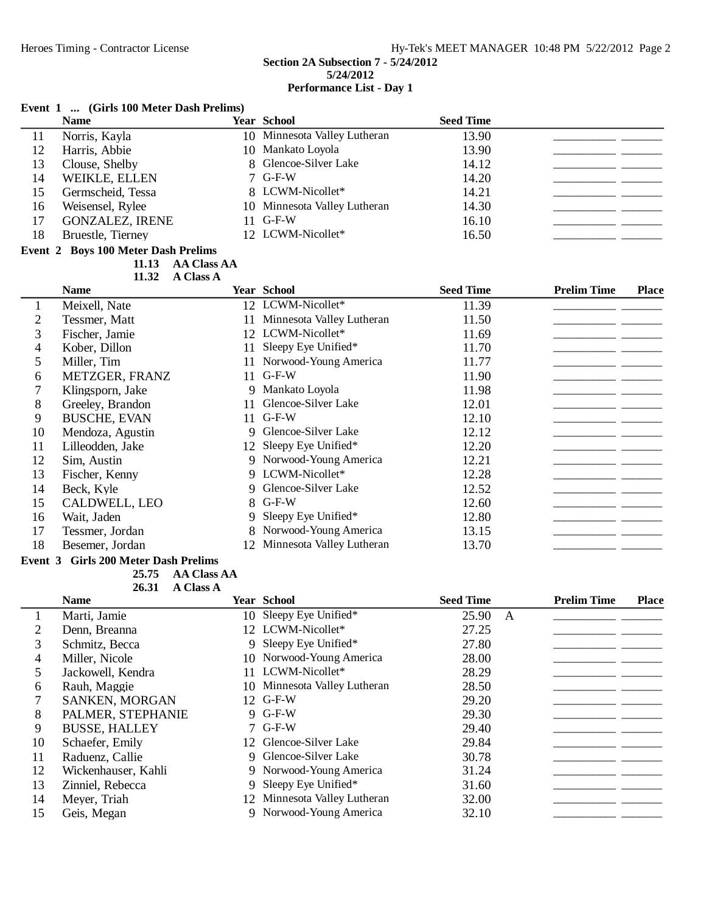**Section 2A Subsection 7 - 5/24/2012**
**5/24/2012**
**Performance List - Day 1**

**Event 1 ... (Girls 100 Meter Dash Prelims)**

| | Name | Year | School | Seed Time | | | |
|---|---|---|---|---|---|---|---|
| 11 | Norris, Kayla | 10 | Minnesota Valley Lutheran | 13.90 | | __________ | ______ |
| 12 | Harris, Abbie | 10 | Mankato Loyola | 13.90 | | __________ | ______ |
| 13 | Clouse, Shelby | 8 | Glencoe-Silver Lake | 14.12 | | __________ | ______ |
| 14 | WEIKLE, ELLEN | 7 | G-F-W | 14.20 | | __________ | ______ |
| 15 | Germscheid, Tessa | 8 | LCWM-Nicollet* | 14.21 | | __________ | ______ |
| 16 | Weisensel, Rylee | 10 | Minnesota Valley Lutheran | 14.30 | | __________ | ______ |
| 17 | GONZALEZ, IRENE | 11 | G-F-W | 16.10 | | __________ | ______ |
| 18 | Bruestle, Tierney | 12 | LCWM-Nicollet* | 16.50 | | __________ | ______ |

**Event 2 Boys 100 Meter Dash Prelims**

**11.13 AA Class AA**
**11.32 A Class A**

| | Name | Year | School | Seed Time | | Prelim Time | Place |
|---|---|---|---|---|---|---|---|
| 1 | Meixell, Nate | 12 | LCWM-Nicollet* | 11.39 | | __________ | ______ |
| 2 | Tessmer, Matt | 11 | Minnesota Valley Lutheran | 11.50 | | __________ | ______ |
| 3 | Fischer, Jamie | 12 | LCWM-Nicollet* | 11.69 | | __________ | ______ |
| 4 | Kober, Dillon | 11 | Sleepy Eye Unified* | 11.70 | | __________ | ______ |
| 5 | Miller, Tim | 11 | Norwood-Young America | 11.77 | | __________ | ______ |
| 6 | METZGER, FRANZ | 11 | G-F-W | 11.90 | | __________ | ______ |
| 7 | Klingsporn, Jake | 9 | Mankato Loyola | 11.98 | | __________ | ______ |
| 8 | Greeley, Brandon | 11 | Glencoe-Silver Lake | 12.01 | | __________ | ______ |
| 9 | BUSCHE, EVAN | 11 | G-F-W | 12.10 | | __________ | ______ |
| 10 | Mendoza, Agustin | 9 | Glencoe-Silver Lake | 12.12 | | __________ | ______ |
| 11 | Lilleodden, Jake | 12 | Sleepy Eye Unified* | 12.20 | | __________ | ______ |
| 12 | Sim, Austin | 9 | Norwood-Young America | 12.21 | | __________ | ______ |
| 13 | Fischer, Kenny | 9 | LCWM-Nicollet* | 12.28 | | __________ | ______ |
| 14 | Beck, Kyle | 9 | Glencoe-Silver Lake | 12.52 | | __________ | ______ |
| 15 | CALDWELL, LEO | 8 | G-F-W | 12.60 | | __________ | ______ |
| 16 | Wait, Jaden | 9 | Sleepy Eye Unified* | 12.80 | | __________ | ______ |
| 17 | Tessmer, Jordan | 8 | Norwood-Young America | 13.15 | | __________ | ______ |
| 18 | Besemer, Jordan | 12 | Minnesota Valley Lutheran | 13.70 | | __________ | ______ |

**Event 3 Girls 200 Meter Dash Prelims**

**25.75 AA Class AA**
**26.31 A Class A**

| | Name | Year | School | Seed Time | | Prelim Time | Place |
|---|---|---|---|---|---|---|---|
| 1 | Marti, Jamie | 10 | Sleepy Eye Unified* | 25.90 | A | __________ | ______ |
| 2 | Denn, Breanna | 12 | LCWM-Nicollet* | 27.25 | | __________ | ______ |
| 3 | Schmitz, Becca | 9 | Sleepy Eye Unified* | 27.80 | | __________ | ______ |
| 4 | Miller, Nicole | 10 | Norwood-Young America | 28.00 | | __________ | ______ |
| 5 | Jackowell, Kendra | 11 | LCWM-Nicollet* | 28.29 | | __________ | ______ |
| 6 | Rauh, Maggie | 10 | Minnesota Valley Lutheran | 28.50 | | __________ | ______ |
| 7 | SANKEN, MORGAN | 12 | G-F-W | 29.20 | | __________ | ______ |
| 8 | PALMER, STEPHANIE | 9 | G-F-W | 29.30 | | __________ | ______ |
| 9 | BUSSE, HALLEY | 7 | G-F-W | 29.40 | | __________ | ______ |
| 10 | Schaefer, Emily | 12 | Glencoe-Silver Lake | 29.84 | | __________ | ______ |
| 11 | Raduenz, Callie | 9 | Glencoe-Silver Lake | 30.78 | | __________ | ______ |
| 12 | Wickenhauser, Kahli | 9 | Norwood-Young America | 31.24 | | __________ | ______ |
| 13 | Zinniel, Rebecca | 9 | Sleepy Eye Unified* | 31.60 | | __________ | ______ |
| 14 | Meyer, Triah | 12 | Minnesota Valley Lutheran | 32.00 | | __________ | ______ |
| 15 | Geis, Megan | 9 | Norwood-Young America | 32.10 | | __________ | ______ |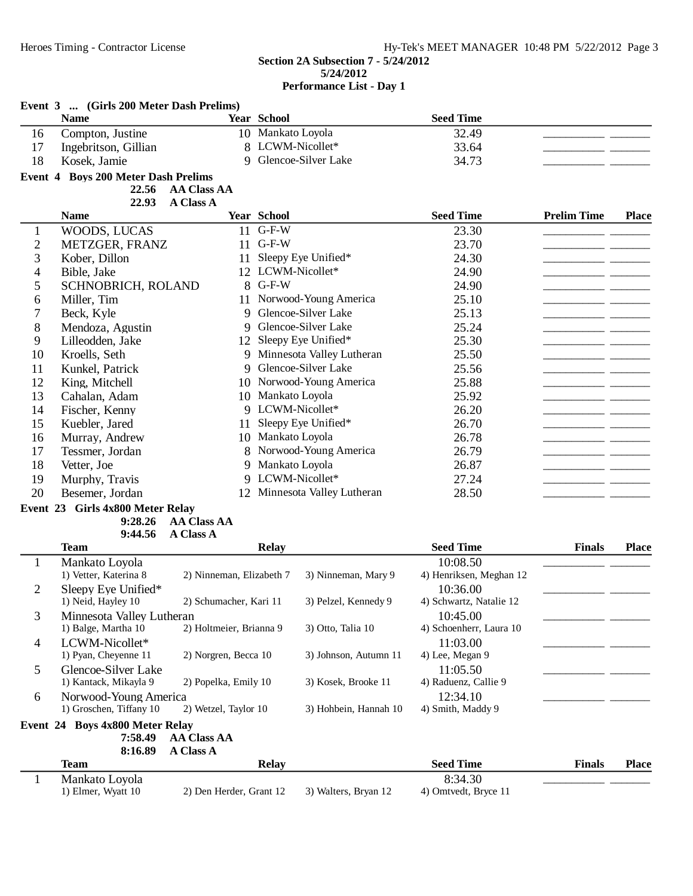**Section 2A Subsection 7 - 5/24/2012**
**5/24/2012**
**Performance List - Day 1**

### Event 3 ... (Girls 200 Meter Dash Prelims)

| | Name | Year | School | Seed Time | | |
|---|---|---|---|---|---|---|
| 16 | Compton, Justine | 10 | Mankato Loyola | 32.49 | ___________ | _______ |
| 17 | Ingebritson, Gillian | 8 | LCWM-Nicollet* | 33.64 | ___________ | _______ |
| 18 | Kosek, Jamie | 9 | Glencoe-Silver Lake | 34.73 | ___________ | _______ |

### Event 4 Boys 200 Meter Dash Prelims

22.56 AA Class AA
22.93 A Class A

| | Name | Year | School | Seed Time | Prelim Time | Place |
|---|---|---|---|---|---|---|
| 1 | WOODS, LUCAS | 11 | G-F-W | 23.30 | ___________ | _______ |
| 2 | METZGER, FRANZ | 11 | G-F-W | 23.70 | ___________ | _______ |
| 3 | Kober, Dillon | 11 | Sleepy Eye Unified* | 24.30 | ___________ | _______ |
| 4 | Bible, Jake | 12 | LCWM-Nicollet* | 24.90 | ___________ | _______ |
| 5 | SCHNOBRICH, ROLAND | 8 | G-F-W | 24.90 | ___________ | _______ |
| 6 | Miller, Tim | 11 | Norwood-Young America | 25.10 | ___________ | _______ |
| 7 | Beck, Kyle | 9 | Glencoe-Silver Lake | 25.13 | ___________ | _______ |
| 8 | Mendoza, Agustin | 9 | Glencoe-Silver Lake | 25.24 | ___________ | _______ |
| 9 | Lilleodden, Jake | 12 | Sleepy Eye Unified* | 25.30 | ___________ | _______ |
| 10 | Kroells, Seth | 9 | Minnesota Valley Lutheran | 25.50 | ___________ | _______ |
| 11 | Kunkel, Patrick | 9 | Glencoe-Silver Lake | 25.56 | ___________ | _______ |
| 12 | King, Mitchell | 10 | Norwood-Young America | 25.88 | ___________ | _______ |
| 13 | Cahalan, Adam | 10 | Mankato Loyola | 25.92 | ___________ | _______ |
| 14 | Fischer, Kenny | 9 | LCWM-Nicollet* | 26.20 | ___________ | _______ |
| 15 | Kuebler, Jared | 11 | Sleepy Eye Unified* | 26.70 | ___________ | _______ |
| 16 | Murray, Andrew | 10 | Mankato Loyola | 26.78 | ___________ | _______ |
| 17 | Tessmer, Jordan | 8 | Norwood-Young America | 26.79 | ___________ | _______ |
| 18 | Vetter, Joe | 9 | Mankato Loyola | 26.87 | ___________ | _______ |
| 19 | Murphy, Travis | 9 | LCWM-Nicollet* | 27.24 | ___________ | _______ |
| 20 | Besemer, Jordan | 12 | Minnesota Valley Lutheran | 28.50 | ___________ | _______ |

### Event 23 Girls 4x800 Meter Relay

9:28.26 AA Class AA
9:44.56 A Class A

| | Team | Relay | | Seed Time | Finals | Place |
|---|---|---|---|---|---|---|
| 1 | Mankato Loyola | | | 10:08.50 | ___________ | _______ |
| | 1) Vetter, Katerina 8 | 2) Ninneman, Elizabeth 7 | 3) Ninneman, Mary 9 | 4) Henriksen, Meghan 12 | | |
| 2 | Sleepy Eye Unified* | | | 10:36.00 | ___________ | _______ |
| | 1) Neid, Hayley 10 | 2) Schumacher, Kari 11 | 3) Pelzel, Kennedy 9 | 4) Schwartz, Natalie 12 | | |
| 3 | Minnesota Valley Lutheran | | | 10:45.00 | ___________ | _______ |
| | 1) Balge, Martha 10 | 2) Holtmeier, Brianna 9 | 3) Otto, Talia 10 | 4) Schoenherr, Laura 10 | | |
| 4 | LCWM-Nicollet* | | | 11:03.00 | ___________ | _______ |
| | 1) Pyan, Cheyenne 11 | 2) Norgren, Becca 10 | 3) Johnson, Autumn 11 | 4) Lee, Megan 9 | | |
| 5 | Glencoe-Silver Lake | | | 11:05.50 | ___________ | _______ |
| | 1) Kantack, Mikayla 9 | 2) Popelka, Emily 10 | 3) Kosek, Brooke 11 | 4) Raduenz, Callie 9 | | |
| 6 | Norwood-Young America | | | 12:34.10 | ___________ | _______ |
| | 1) Groschen, Tiffany 10 | 2) Wetzel, Taylor 10 | 3) Hohbein, Hannah 10 | 4) Smith, Maddy 9 | | |

### Event 24 Boys 4x800 Meter Relay

7:58.49 AA Class AA
8:16.89 A Class A

| | Team | Relay | | Seed Time | Finals | Place |
|---|---|---|---|---|---|---|
| 1 | Mankato Loyola | | | 8:34.30 | ___________ | _______ |
| | 1) Elmer, Wyatt 10 | 2) Den Herder, Grant 12 | 3) Walters, Bryan 12 | 4) Omtvedt, Bryce 11 | | |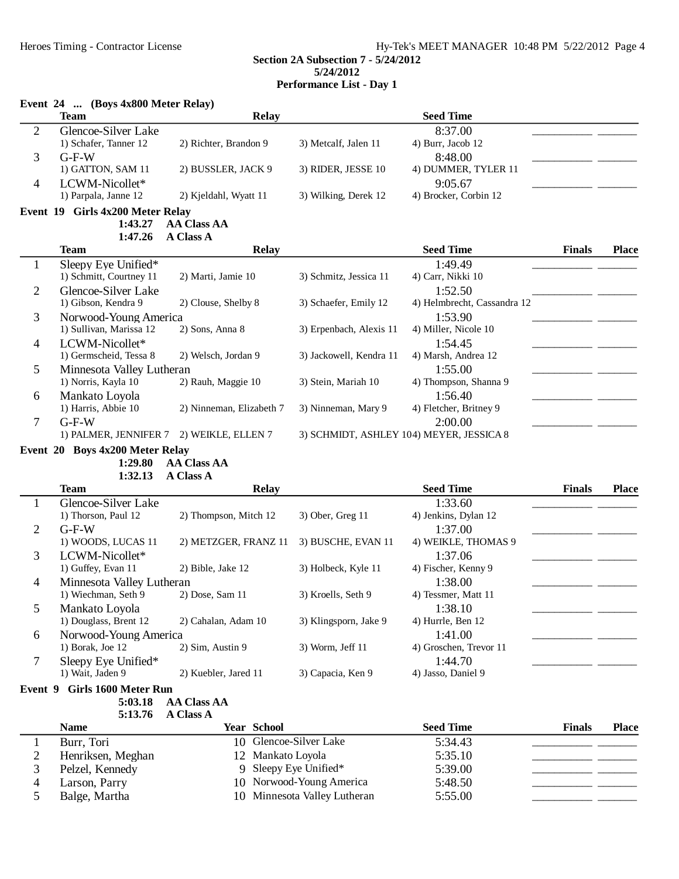**Section 2A Subsection 7 - 5/24/2012**
**5/24/2012**
**Performance List - Day 1**

### Event 24 ... (Boys 4x800 Meter Relay)

| | Team | Relay | | | Seed Time | | |
|---|---|---|---|---|---|---|---|
| 2 | Glencoe-Silver Lake | | | | 8:37.00 | ________ | ______ |
| | 1) Schafer, Tanner 12 | 2) Richter, Brandon 9 | 3) Metcalf, Jalen 11 | 4) Burr, Jacob 12 | | | |
| 3 | G-F-W | | | | 8:48.00 | ________ | ______ |
| | 1) GATTON, SAM 11 | 2) BUSSLER, JACK 9 | 3) RIDER, JESSE 10 | 4) DUMMER, TYLER 11 | | | |
| 4 | LCWM-Nicollet* | | | | 9:05.67 | ________ | ______ |
| | 1) Parpala, Janne 12 | 2) Kjeldahl, Wyatt 11 | 3) Wilking, Derek 12 | 4) Brocker, Corbin 12 | | | |

### Event 19 Girls 4x200 Meter Relay

**1:43.27 AA Class AA**
**1:47.26 A Class A**

| | Team | Relay | | | Seed Time | Finals | Place |
|---|---|---|---|---|---|---|---|
| 1 | Sleepy Eye Unified* | | | | 1:49.49 | ________ | ______ |
| | 1) Schmitt, Courtney 11 | 2) Marti, Jamie 10 | 3) Schmitz, Jessica 11 | 4) Carr, Nikki 10 | | | |
| 2 | Glencoe-Silver Lake | | | | 1:52.50 | ________ | ______ |
| | 1) Gibson, Kendra 9 | 2) Clouse, Shelby 8 | 3) Schaefer, Emily 12 | 4) Helmbrecht, Cassandra 12 | | | |
| 3 | Norwood-Young America | | | | 1:53.90 | ________ | ______ |
| | 1) Sullivan, Marissa 12 | 2) Sons, Anna 8 | 3) Erpenbach, Alexis 11 | 4) Miller, Nicole 10 | | | |
| 4 | LCWM-Nicollet* | | | | 1:54.45 | ________ | ______ |
| | 1) Germscheid, Tessa 8 | 2) Welsch, Jordan 9 | 3) Jackowell, Kendra 11 | 4) Marsh, Andrea 12 | | | |
| 5 | Minnesota Valley Lutheran | | | | 1:55.00 | ________ | ______ |
| | 1) Norris, Kayla 10 | 2) Rauh, Maggie 10 | 3) Stein, Mariah 10 | 4) Thompson, Shanna 9 | | | |
| 6 | Mankato Loyola | | | | 1:56.40 | ________ | ______ |
| | 1) Harris, Abbie 10 | 2) Ninneman, Elizabeth 7 | 3) Ninneman, Mary 9 | 4) Fletcher, Britney 9 | | | |
| 7 | G-F-W | | | | 2:00.00 | ________ | ______ |
| | 1) PALMER, JENNIFER 7 | 2) WEIKLE, ELLEN 7 | 3) SCHMIDT, ASHLEY 10 | 4) MEYER, JESSICA 8 | | | |

### Event 20 Boys 4x200 Meter Relay

**1:29.80 AA Class AA**
**1:32.13 A Class A**

| | Team | Relay | | | Seed Time | Finals | Place |
|---|---|---|---|---|---|---|---|
| 1 | Glencoe-Silver Lake | | | | 1:33.60 | ________ | ______ |
| | 1) Thorson, Paul 12 | 2) Thompson, Mitch 12 | 3) Ober, Greg 11 | 4) Jenkins, Dylan 12 | | | |
| 2 | G-F-W | | | | 1:37.00 | ________ | ______ |
| | 1) WOODS, LUCAS 11 | 2) METZGER, FRANZ 11 | 3) BUSCHE, EVAN 11 | 4) WEIKLE, THOMAS 9 | | | |
| 3 | LCWM-Nicollet* | | | | 1:37.06 | ________ | ______ |
| | 1) Guffey, Evan 11 | 2) Bible, Jake 12 | 3) Holbeck, Kyle 11 | 4) Fischer, Kenny 9 | | | |
| 4 | Minnesota Valley Lutheran | | | | 1:38.00 | ________ | ______ |
| | 1) Wiechman, Seth 9 | 2) Dose, Sam 11 | 3) Kroells, Seth 9 | 4) Tessmer, Matt 11 | | | |
| 5 | Mankato Loyola | | | | 1:38.10 | ________ | ______ |
| | 1) Douglass, Brent 12 | 2) Cahalan, Adam 10 | 3) Klingsporn, Jake 9 | 4) Hurrle, Ben 12 | | | |
| 6 | Norwood-Young America | | | | 1:41.00 | ________ | ______ |
| | 1) Borak, Joe 12 | 2) Sim, Austin 9 | 3) Worm, Jeff 11 | 4) Groschen, Trevor 11 | | | |
| 7 | Sleepy Eye Unified* | | | | 1:44.70 | ________ | ______ |
| | 1) Wait, Jaden 9 | 2) Kuebler, Jared 11 | 3) Capacia, Ken 9 | 4) Jasso, Daniel 9 | | | |

### Event 9 Girls 1600 Meter Run

**5:03.18 AA Class AA**
**5:13.76 A Class A**

| | Name | Year | School | Seed Time | Finals | Place |
|---|---|---|---|---|---|---|
| 1 | Burr, Tori | 10 | Glencoe-Silver Lake | 5:34.43 | ________ | ______ |
| 2 | Henriksen, Meghan | 12 | Mankato Loyola | 5:35.10 | ________ | ______ |
| 3 | Pelzel, Kennedy | 9 | Sleepy Eye Unified* | 5:39.00 | ________ | ______ |
| 4 | Larson, Parry | 10 | Norwood-Young America | 5:48.50 | ________ | ______ |
| 5 | Balge, Martha | 10 | Minnesota Valley Lutheran | 5:55.00 | ________ | ______ |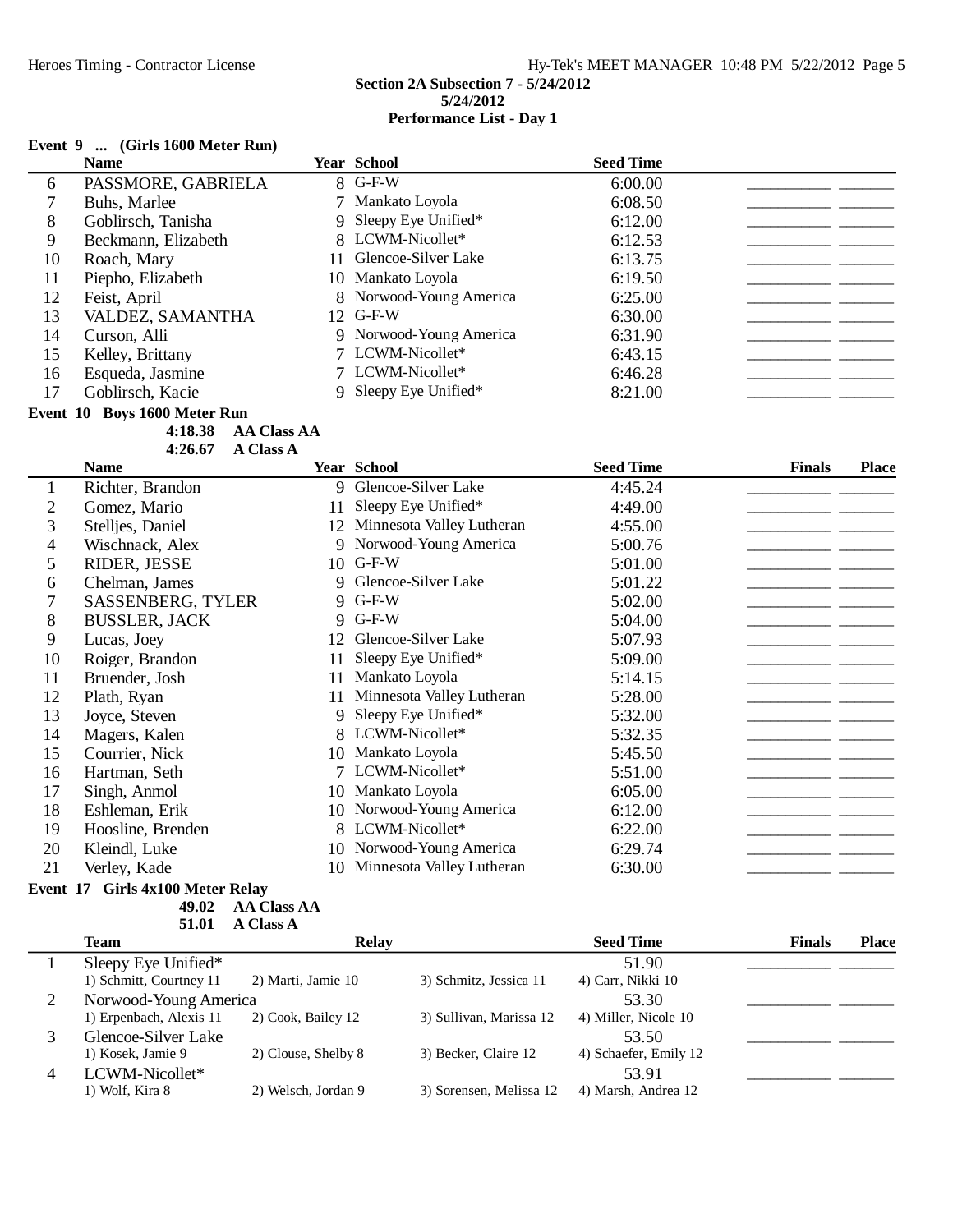**Section 2A Subsection 7 - 5/24/2012**
**5/24/2012**
**Performance List - Day 1**

### Event 9 ... (Girls 1600 Meter Run)

| | Name | Year | School | Seed Time | | |
|---|---|---|---|---|---|---|
| 6 | PASSMORE, GABRIELA | 8 | G-F-W | 6:00.00 | | |
| 7 | Buhs, Marlee | 7 | Mankato Loyola | 6:08.50 | | |
| 8 | Goblirsch, Tanisha | 9 | Sleepy Eye Unified* | 6:12.00 | | |
| 9 | Beckmann, Elizabeth | 8 | LCWM-Nicollet* | 6:12.53 | | |
| 10 | Roach, Mary | 11 | Glencoe-Silver Lake | 6:13.75 | | |
| 11 | Piepho, Elizabeth | 10 | Mankato Loyola | 6:19.50 | | |
| 12 | Feist, April | 8 | Norwood-Young America | 6:25.00 | | |
| 13 | VALDEZ, SAMANTHA | 12 | G-F-W | 6:30.00 | | |
| 14 | Curson, Alli | 9 | Norwood-Young America | 6:31.90 | | |
| 15 | Kelley, Brittany | 7 | LCWM-Nicollet* | 6:43.15 | | |
| 16 | Esqueda, Jasmine | 7 | LCWM-Nicollet* | 6:46.28 | | |
| 17 | Goblirsch, Kacie | 9 | Sleepy Eye Unified* | 8:21.00 | | |

### Event 10 Boys 1600 Meter Run

**4:18.38 AA Class AA**
**4:26.67 A Class A**

| | Name | Year | School | Seed Time | Finals | Place |
|---|---|---|---|---|---|---|
| 1 | Richter, Brandon | 9 | Glencoe-Silver Lake | 4:45.24 | | |
| 2 | Gomez, Mario | 11 | Sleepy Eye Unified* | 4:49.00 | | |
| 3 | Stelljes, Daniel | 12 | Minnesota Valley Lutheran | 4:55.00 | | |
| 4 | Wischnack, Alex | 9 | Norwood-Young America | 5:00.76 | | |
| 5 | RIDER, JESSE | 10 | G-F-W | 5:01.00 | | |
| 6 | Chelman, James | 9 | Glencoe-Silver Lake | 5:01.22 | | |
| 7 | SASSENBERG, TYLER | 9 | G-F-W | 5:02.00 | | |
| 8 | BUSSLER, JACK | 9 | G-F-W | 5:04.00 | | |
| 9 | Lucas, Joey | 12 | Glencoe-Silver Lake | 5:07.93 | | |
| 10 | Roiger, Brandon | 11 | Sleepy Eye Unified* | 5:09.00 | | |
| 11 | Bruender, Josh | 11 | Mankato Loyola | 5:14.15 | | |
| 12 | Plath, Ryan | 11 | Minnesota Valley Lutheran | 5:28.00 | | |
| 13 | Joyce, Steven | 9 | Sleepy Eye Unified* | 5:32.00 | | |
| 14 | Magers, Kalen | 8 | LCWM-Nicollet* | 5:32.35 | | |
| 15 | Courrier, Nick | 10 | Mankato Loyola | 5:45.50 | | |
| 16 | Hartman, Seth | 7 | LCWM-Nicollet* | 5:51.00 | | |
| 17 | Singh, Anmol | 10 | Mankato Loyola | 6:05.00 | | |
| 18 | Eshleman, Erik | 10 | Norwood-Young America | 6:12.00 | | |
| 19 | Hoosline, Brenden | 8 | LCWM-Nicollet* | 6:22.00 | | |
| 20 | Kleindl, Luke | 10 | Norwood-Young America | 6:29.74 | | |
| 21 | Verley, Kade | 10 | Minnesota Valley Lutheran | 6:30.00 | | |

### Event 17 Girls 4x100 Meter Relay

**49.02 AA Class AA**
**51.01 A Class A**

| | Team | Relay | | Seed Time | Finals | Place |
|---|---|---|---|---|---|---|
| 1 | Sleepy Eye Unified* | | | 51.90 | | |
| | 1) Schmitt, Courtney 11 | 2) Marti, Jamie 10 | 3) Schmitz, Jessica 11 | 4) Carr, Nikki 10 | | |
| 2 | Norwood-Young America | | | 53.30 | | |
| | 1) Erpenbach, Alexis 11 | 2) Cook, Bailey 12 | 3) Sullivan, Marissa 12 | 4) Miller, Nicole 10 | | |
| 3 | Glencoe-Silver Lake | | | 53.50 | | |
| | 1) Kosek, Jamie 9 | 2) Clouse, Shelby 8 | 3) Becker, Claire 12 | 4) Schaefer, Emily 12 | | |
| 4 | LCWM-Nicollet* | | | 53.91 | | |
| | 1) Wolf, Kira 8 | 2) Welsch, Jordan 9 | 3) Sorensen, Melissa 12 | 4) Marsh, Andrea 12 | | |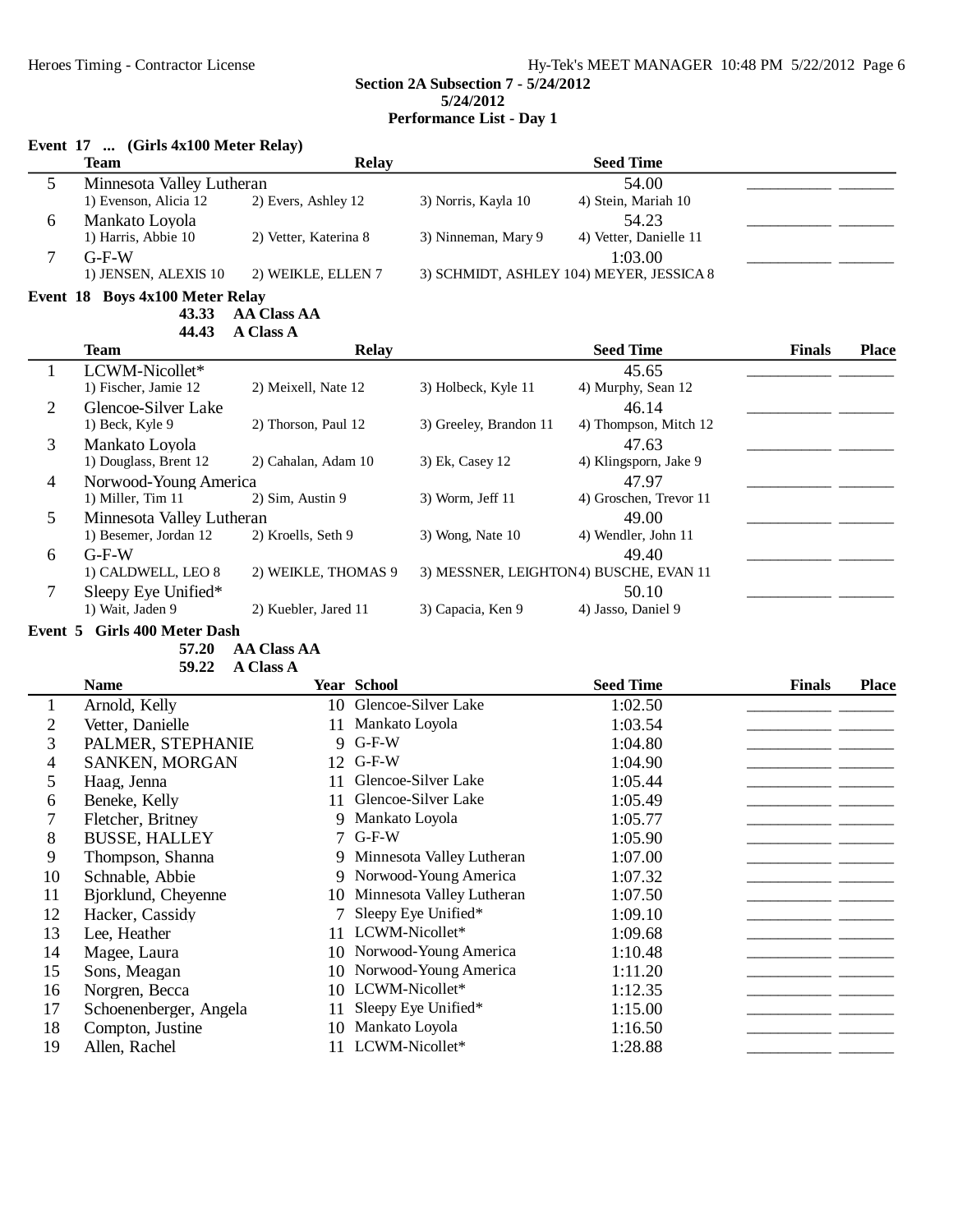**Section 2A Subsection 7 - 5/24/2012**
**5/24/2012**
**Performance List - Day 1**

### Event 17 ... (Girls 4x100 Meter Relay)

| | Team | Relay | | Seed Time | Finals | Place |
|---|---|---|---|---|---|---|
| 5 | Minnesota Valley Lutheran | | | 54.00 | | |
| | 1) Evenson, Alicia 12 | 2) Evers, Ashley 12 | 3) Norris, Kayla 10 | 4) Stein, Mariah 10 | | |
| 6 | Mankato Loyola | | | 54.23 | | |
| | 1) Harris, Abbie 10 | 2) Vetter, Katerina 8 | 3) Ninneman, Mary 9 | 4) Vetter, Danielle 11 | | |
| 7 | G-F-W | | | 1:03.00 | | |
| | 1) JENSEN, ALEXIS 10 | 2) WEIKLE, ELLEN 7 | 3) SCHMIDT, ASHLEY 10 | 4) MEYER, JESSICA 8 | | |

### Event 18 Boys 4x100 Meter Relay

43.33 AA Class AA
44.43 A Class A

| | Team | Relay | | Seed Time | Finals | Place |
|---|---|---|---|---|---|---|
| 1 | LCWM-Nicollet* | | | 45.65 | | |
| | 1) Fischer, Jamie 12 | 2) Meixell, Nate 12 | 3) Holbeck, Kyle 11 | 4) Murphy, Sean 12 | | |
| 2 | Glencoe-Silver Lake | | | 46.14 | | |
| | 1) Beck, Kyle 9 | 2) Thorson, Paul 12 | 3) Greeley, Brandon 11 | 4) Thompson, Mitch 12 | | |
| 3 | Mankato Loyola | | | 47.63 | | |
| | 1) Douglass, Brent 12 | 2) Cahalan, Adam 10 | 3) Ek, Casey 12 | 4) Klingsporn, Jake 9 | | |
| 4 | Norwood-Young America | | | 47.97 | | |
| | 1) Miller, Tim 11 | 2) Sim, Austin 9 | 3) Worm, Jeff 11 | 4) Groschen, Trevor 11 | | |
| 5 | Minnesota Valley Lutheran | | | 49.00 | | |
| | 1) Besemer, Jordan 12 | 2) Kroells, Seth 9 | 3) Wong, Nate 10 | 4) Wendler, John 11 | | |
| 6 | G-F-W | | | 49.40 | | |
| | 1) CALDWELL, LEO 8 | 2) WEIKLE, THOMAS 9 | 3) MESSNER, LEIGHTON | 4) BUSCHE, EVAN 11 | | |
| 7 | Sleepy Eye Unified* | | | 50.10 | | |
| | 1) Wait, Jaden 9 | 2) Kuebler, Jared 11 | 3) Capacia, Ken 9 | 4) Jasso, Daniel 9 | | |

### Event 5 Girls 400 Meter Dash

57.20 AA Class AA
59.22 A Class A

| | Name | Year | School | Seed Time | Finals | Place |
|---|---|---|---|---|---|---|
| 1 | Arnold, Kelly | 10 | Glencoe-Silver Lake | 1:02.50 | | |
| 2 | Vetter, Danielle | 11 | Mankato Loyola | 1:03.54 | | |
| 3 | PALMER, STEPHANIE | 9 | G-F-W | 1:04.80 | | |
| 4 | SANKEN, MORGAN | 12 | G-F-W | 1:04.90 | | |
| 5 | Haag, Jenna | 11 | Glencoe-Silver Lake | 1:05.44 | | |
| 6 | Beneke, Kelly | 11 | Glencoe-Silver Lake | 1:05.49 | | |
| 7 | Fletcher, Britney | 9 | Mankato Loyola | 1:05.77 | | |
| 8 | BUSSE, HALLEY | 7 | G-F-W | 1:05.90 | | |
| 9 | Thompson, Shanna | 9 | Minnesota Valley Lutheran | 1:07.00 | | |
| 10 | Schnable, Abbie | 9 | Norwood-Young America | 1:07.32 | | |
| 11 | Bjorklund, Cheyenne | 10 | Minnesota Valley Lutheran | 1:07.50 | | |
| 12 | Hacker, Cassidy | 7 | Sleepy Eye Unified* | 1:09.10 | | |
| 13 | Lee, Heather | 11 | LCWM-Nicollet* | 1:09.68 | | |
| 14 | Magee, Laura | 10 | Norwood-Young America | 1:10.48 | | |
| 15 | Sons, Meagan | 10 | Norwood-Young America | 1:11.20 | | |
| 16 | Norgren, Becca | 10 | LCWM-Nicollet* | 1:12.35 | | |
| 17 | Schoenenberger, Angela | 11 | Sleepy Eye Unified* | 1:15.00 | | |
| 18 | Compton, Justine | 10 | Mankato Loyola | 1:16.50 | | |
| 19 | Allen, Rachel | 11 | LCWM-Nicollet* | 1:28.88 | | |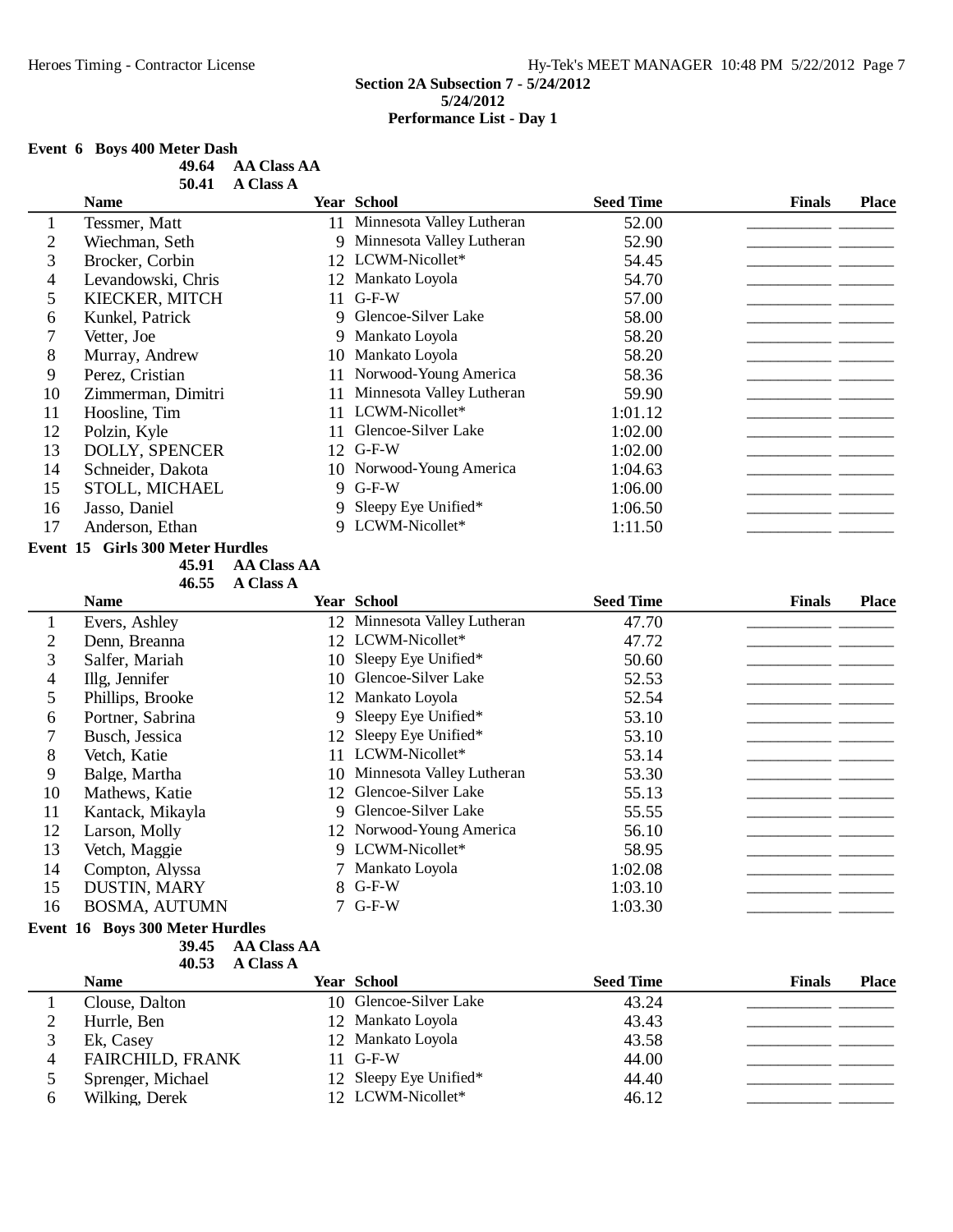**Section 2A Subsection 7 - 5/24/2012**
**5/24/2012**
**Performance List - Day 1**

### Event 6 Boys 400 Meter Dash

**49.64 AA Class AA**
**50.41 A Class A**

| | Name | Year | School | Seed Time | Finals | Place |
|---|---|---|---|---|---|---|
| 1 | Tessmer, Matt | 11 | Minnesota Valley Lutheran | 52.00 | | |
| 2 | Wiechman, Seth | 9 | Minnesota Valley Lutheran | 52.90 | | |
| 3 | Brocker, Corbin | 12 | LCWM-Nicollet* | 54.45 | | |
| 4 | Levandowski, Chris | 12 | Mankato Loyola | 54.70 | | |
| 5 | KIECKER, MITCH | 11 | G-F-W | 57.00 | | |
| 6 | Kunkel, Patrick | 9 | Glencoe-Silver Lake | 58.00 | | |
| 7 | Vetter, Joe | 9 | Mankato Loyola | 58.20 | | |
| 8 | Murray, Andrew | 10 | Mankato Loyola | 58.20 | | |
| 9 | Perez, Cristian | 11 | Norwood-Young America | 58.36 | | |
| 10 | Zimmerman, Dimitri | 11 | Minnesota Valley Lutheran | 59.90 | | |
| 11 | Hoosline, Tim | 11 | LCWM-Nicollet* | 1:01.12 | | |
| 12 | Polzin, Kyle | 11 | Glencoe-Silver Lake | 1:02.00 | | |
| 13 | DOLLY, SPENCER | 12 | G-F-W | 1:02.00 | | |
| 14 | Schneider, Dakota | 10 | Norwood-Young America | 1:04.63 | | |
| 15 | STOLL, MICHAEL | 9 | G-F-W | 1:06.00 | | |
| 16 | Jasso, Daniel | 9 | Sleepy Eye Unified* | 1:06.50 | | |
| 17 | Anderson, Ethan | 9 | LCWM-Nicollet* | 1:11.50 | | |

### Event 15 Girls 300 Meter Hurdles

**45.91 AA Class AA**
**46.55 A Class A**

| | Name | Year | School | Seed Time | Finals | Place |
|---|---|---|---|---|---|---|
| 1 | Evers, Ashley | 12 | Minnesota Valley Lutheran | 47.70 | | |
| 2 | Denn, Breanna | 12 | LCWM-Nicollet* | 47.72 | | |
| 3 | Salfer, Mariah | 10 | Sleepy Eye Unified* | 50.60 | | |
| 4 | Illg, Jennifer | 10 | Glencoe-Silver Lake | 52.53 | | |
| 5 | Phillips, Brooke | 12 | Mankato Loyola | 52.54 | | |
| 6 | Portner, Sabrina | 9 | Sleepy Eye Unified* | 53.10 | | |
| 7 | Busch, Jessica | 12 | Sleepy Eye Unified* | 53.10 | | |
| 8 | Vetch, Katie | 11 | LCWM-Nicollet* | 53.14 | | |
| 9 | Balge, Martha | 10 | Minnesota Valley Lutheran | 53.30 | | |
| 10 | Mathews, Katie | 12 | Glencoe-Silver Lake | 55.13 | | |
| 11 | Kantack, Mikayla | 9 | Glencoe-Silver Lake | 55.55 | | |
| 12 | Larson, Molly | 12 | Norwood-Young America | 56.10 | | |
| 13 | Vetch, Maggie | 9 | LCWM-Nicollet* | 58.95 | | |
| 14 | Compton, Alyssa | 7 | Mankato Loyola | 1:02.08 | | |
| 15 | DUSTIN, MARY | 8 | G-F-W | 1:03.10 | | |
| 16 | BOSMA, AUTUMN | 7 | G-F-W | 1:03.30 | | |

### Event 16 Boys 300 Meter Hurdles

**39.45 AA Class AA**
**40.53 A Class A**

| | Name | Year | School | Seed Time | Finals | Place |
|---|---|---|---|---|---|---|
| 1 | Clouse, Dalton | 10 | Glencoe-Silver Lake | 43.24 | | |
| 2 | Hurrle, Ben | 12 | Mankato Loyola | 43.43 | | |
| 3 | Ek, Casey | 12 | Mankato Loyola | 43.58 | | |
| 4 | FAIRCHILD, FRANK | 11 | G-F-W | 44.00 | | |
| 5 | Sprenger, Michael | 12 | Sleepy Eye Unified* | 44.40 | | |
| 6 | Wilking, Derek | 12 | LCWM-Nicollet* | 46.12 | | |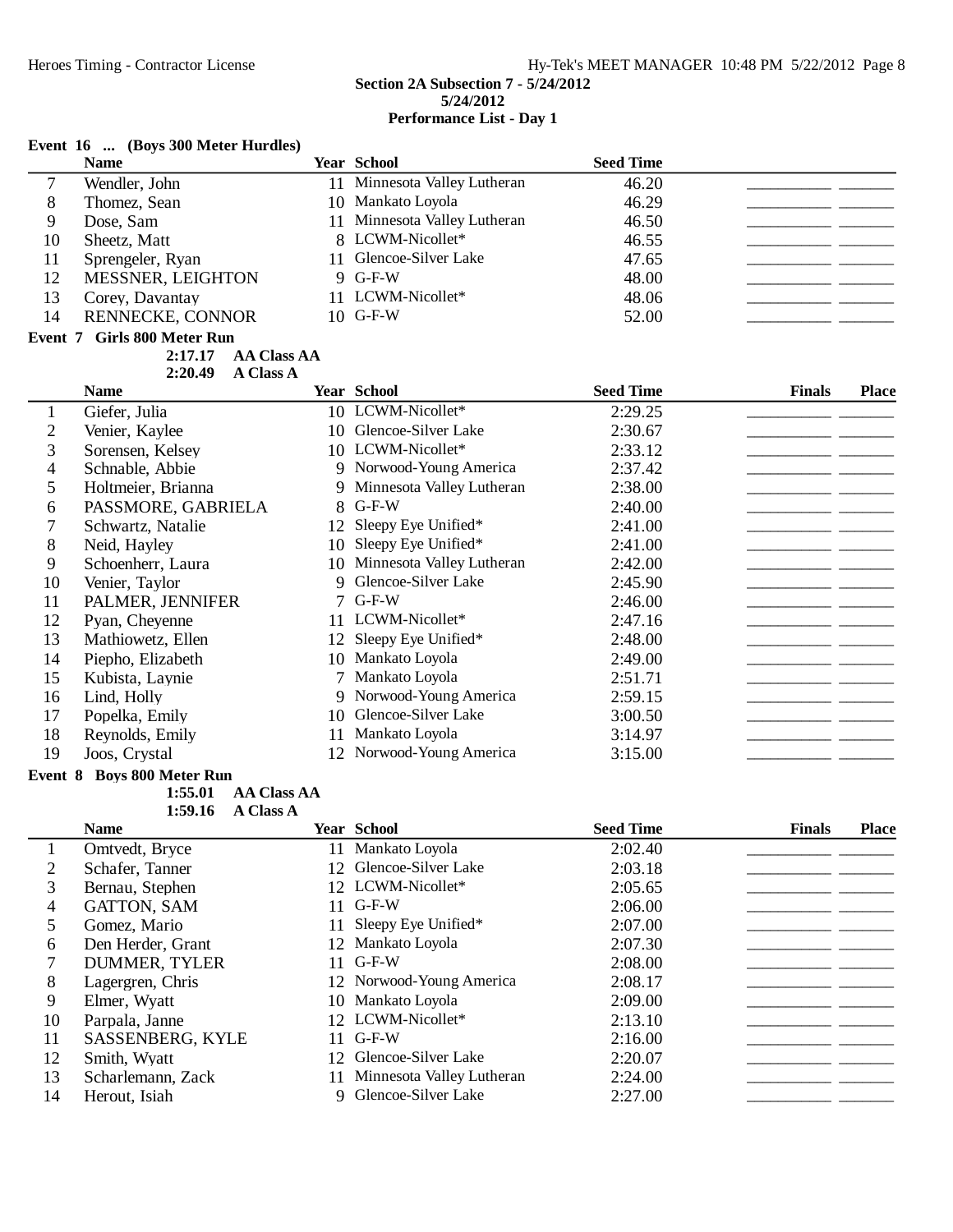**Section 2A Subsection 7 - 5/24/2012**
**5/24/2012**
**Performance List - Day 1**

### Event 16 ... (Boys 300 Meter Hurdles)

| | Name | Year | School | Seed Time | | |
|---|---|---|---|---|---|---|
| 7 | Wendler, John | 11 | Minnesota Valley Lutheran | 46.20 | ________ | ______ |
| 8 | Thomez, Sean | 10 | Mankato Loyola | 46.29 | ________ | ______ |
| 9 | Dose, Sam | 11 | Minnesota Valley Lutheran | 46.50 | ________ | ______ |
| 10 | Sheetz, Matt | 8 | LCWM-Nicollet* | 46.55 | ________ | ______ |
| 11 | Sprengeler, Ryan | 11 | Glencoe-Silver Lake | 47.65 | ________ | ______ |
| 12 | MESSNER, LEIGHTON | 9 | G-F-W | 48.00 | ________ | ______ |
| 13 | Corey, Davantay | 11 | LCWM-Nicollet* | 48.06 | ________ | ______ |
| 14 | RENNECKE, CONNOR | 10 | G-F-W | 52.00 | ________ | ______ |

### Event 7 Girls 800 Meter Run

**2:17.17 AA Class AA**
**2:20.49 A Class A**

| | Name | Year | School | Seed Time | Finals | Place |
|---|---|---|---|---|---|---|
| 1 | Giefer, Julia | 10 | LCWM-Nicollet* | 2:29.25 | ________ | ______ |
| 2 | Venier, Kaylee | 10 | Glencoe-Silver Lake | 2:30.67 | ________ | ______ |
| 3 | Sorensen, Kelsey | 10 | LCWM-Nicollet* | 2:33.12 | ________ | ______ |
| 4 | Schnable, Abbie | 9 | Norwood-Young America | 2:37.42 | ________ | ______ |
| 5 | Holtmeier, Brianna | 9 | Minnesota Valley Lutheran | 2:38.00 | ________ | ______ |
| 6 | PASSMORE, GABRIELA | 8 | G-F-W | 2:40.00 | ________ | ______ |
| 7 | Schwartz, Natalie | 12 | Sleepy Eye Unified* | 2:41.00 | ________ | ______ |
| 8 | Neid, Hayley | 10 | Sleepy Eye Unified* | 2:41.00 | ________ | ______ |
| 9 | Schoenherr, Laura | 10 | Minnesota Valley Lutheran | 2:42.00 | ________ | ______ |
| 10 | Venier, Taylor | 9 | Glencoe-Silver Lake | 2:45.90 | ________ | ______ |
| 11 | PALMER, JENNIFER | 7 | G-F-W | 2:46.00 | ________ | ______ |
| 12 | Pyan, Cheyenne | 11 | LCWM-Nicollet* | 2:47.16 | ________ | ______ |
| 13 | Mathiowetz, Ellen | 12 | Sleepy Eye Unified* | 2:48.00 | ________ | ______ |
| 14 | Piepho, Elizabeth | 10 | Mankato Loyola | 2:49.00 | ________ | ______ |
| 15 | Kubista, Laynie | 7 | Mankato Loyola | 2:51.71 | ________ | ______ |
| 16 | Lind, Holly | 9 | Norwood-Young America | 2:59.15 | ________ | ______ |
| 17 | Popelka, Emily | 10 | Glencoe-Silver Lake | 3:00.50 | ________ | ______ |
| 18 | Reynolds, Emily | 11 | Mankato Loyola | 3:14.97 | ________ | ______ |
| 19 | Joos, Crystal | 12 | Norwood-Young America | 3:15.00 | ________ | ______ |

### Event 8 Boys 800 Meter Run

**1:55.01 AA Class AA**
**1:59.16 A Class A**

| | Name | Year | School | Seed Time | Finals | Place |
|---|---|---|---|---|---|---|
| 1 | Omtvedt, Bryce | 11 | Mankato Loyola | 2:02.40 | ________ | ______ |
| 2 | Schafer, Tanner | 12 | Glencoe-Silver Lake | 2:03.18 | ________ | ______ |
| 3 | Bernau, Stephen | 12 | LCWM-Nicollet* | 2:05.65 | ________ | ______ |
| 4 | GATTON, SAM | 11 | G-F-W | 2:06.00 | ________ | ______ |
| 5 | Gomez, Mario | 11 | Sleepy Eye Unified* | 2:07.00 | ________ | ______ |
| 6 | Den Herder, Grant | 12 | Mankato Loyola | 2:07.30 | ________ | ______ |
| 7 | DUMMER, TYLER | 11 | G-F-W | 2:08.00 | ________ | ______ |
| 8 | Lagergren, Chris | 12 | Norwood-Young America | 2:08.17 | ________ | ______ |
| 9 | Elmer, Wyatt | 10 | Mankato Loyola | 2:09.00 | ________ | ______ |
| 10 | Parpala, Janne | 12 | LCWM-Nicollet* | 2:13.10 | ________ | ______ |
| 11 | SASSENBERG, KYLE | 11 | G-F-W | 2:16.00 | ________ | ______ |
| 12 | Smith, Wyatt | 12 | Glencoe-Silver Lake | 2:20.07 | ________ | ______ |
| 13 | Scharlemann, Zack | 11 | Minnesota Valley Lutheran | 2:24.00 | ________ | ______ |
| 14 | Herout, Isiah | 9 | Glencoe-Silver Lake | 2:27.00 | ________ | ______ |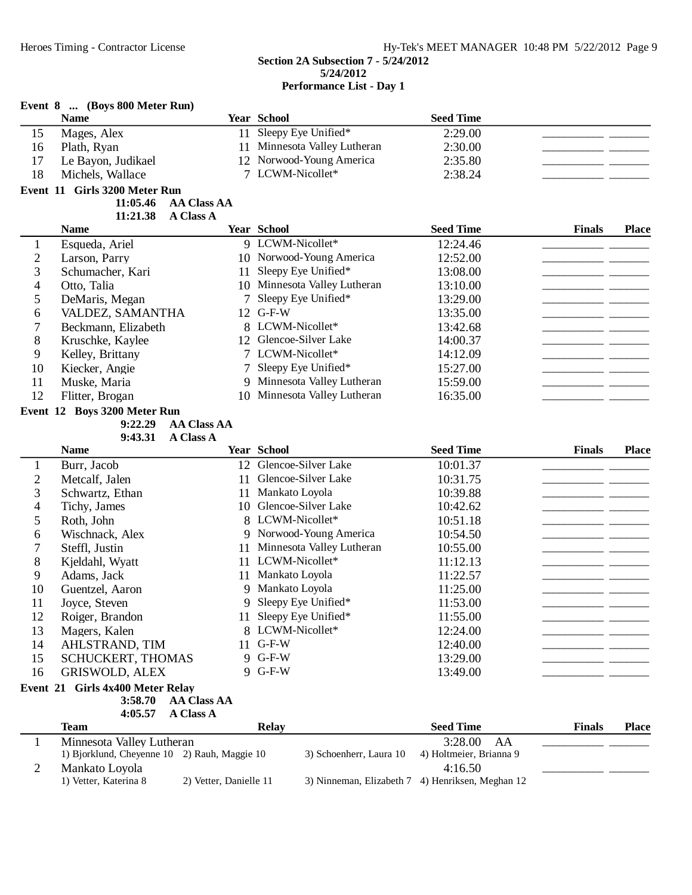**Section 2A Subsection 7 - 5/24/2012**
**5/24/2012**
**Performance List - Day 1**

### Event 8 ... (Boys 800 Meter Run)

| | Name | Year | School | Seed Time | | |
|---|---|---|---|---|---|---|
| 15 | Mages, Alex | 11 | Sleepy Eye Unified* | 2:29.00 | _________ | ______ |
| 16 | Plath, Ryan | 11 | Minnesota Valley Lutheran | 2:30.00 | _________ | ______ |
| 17 | Le Bayon, Judikael | 12 | Norwood-Young America | 2:35.80 | _________ | ______ |
| 18 | Michels, Wallace | 7 | LCWM-Nicollet* | 2:38.24 | _________ | ______ |

### Event 11 Girls 3200 Meter Run

11:05.46 AA Class AA
11:21.38 A Class A

| | Name | Year | School | Seed Time | Finals | Place |
|---|---|---|---|---|---|---|
| 1 | Esqueda, Ariel | 9 | LCWM-Nicollet* | 12:24.46 | _________ | ______ |
| 2 | Larson, Parry | 10 | Norwood-Young America | 12:52.00 | _________ | ______ |
| 3 | Schumacher, Kari | 11 | Sleepy Eye Unified* | 13:08.00 | _________ | ______ |
| 4 | Otto, Talia | 10 | Minnesota Valley Lutheran | 13:10.00 | _________ | ______ |
| 5 | DeMaris, Megan | 7 | Sleepy Eye Unified* | 13:29.00 | _________ | ______ |
| 6 | VALDEZ, SAMANTHA | 12 | G-F-W | 13:35.00 | _________ | ______ |
| 7 | Beckmann, Elizabeth | 8 | LCWM-Nicollet* | 13:42.68 | _________ | ______ |
| 8 | Kruschke, Kaylee | 12 | Glencoe-Silver Lake | 14:00.37 | _________ | ______ |
| 9 | Kelley, Brittany | 7 | LCWM-Nicollet* | 14:12.09 | _________ | ______ |
| 10 | Kiecker, Angie | 7 | Sleepy Eye Unified* | 15:27.00 | _________ | ______ |
| 11 | Muske, Maria | 9 | Minnesota Valley Lutheran | 15:59.00 | _________ | ______ |
| 12 | Flitter, Brogan | 10 | Minnesota Valley Lutheran | 16:35.00 | _________ | ______ |

### Event 12 Boys 3200 Meter Run

9:22.29 AA Class AA
9:43.31 A Class A

| | Name | Year | School | Seed Time | Finals | Place |
|---|---|---|---|---|---|---|
| 1 | Burr, Jacob | 12 | Glencoe-Silver Lake | 10:01.37 | _________ | ______ |
| 2 | Metcalf, Jalen | 11 | Glencoe-Silver Lake | 10:31.75 | _________ | ______ |
| 3 | Schwartz, Ethan | 11 | Mankato Loyola | 10:39.88 | _________ | ______ |
| 4 | Tichy, James | 10 | Glencoe-Silver Lake | 10:42.62 | _________ | ______ |
| 5 | Roth, John | 8 | LCWM-Nicollet* | 10:51.18 | _________ | ______ |
| 6 | Wischnack, Alex | 9 | Norwood-Young America | 10:54.50 | _________ | ______ |
| 7 | Steffl, Justin | 11 | Minnesota Valley Lutheran | 10:55.00 | _________ | ______ |
| 8 | Kjeldahl, Wyatt | 11 | LCWM-Nicollet* | 11:12.13 | _________ | ______ |
| 9 | Adams, Jack | 11 | Mankato Loyola | 11:22.57 | _________ | ______ |
| 10 | Guentzel, Aaron | 9 | Mankato Loyola | 11:25.00 | _________ | ______ |
| 11 | Joyce, Steven | 9 | Sleepy Eye Unified* | 11:53.00 | _________ | ______ |
| 12 | Roiger, Brandon | 11 | Sleepy Eye Unified* | 11:55.00 | _________ | ______ |
| 13 | Magers, Kalen | 8 | LCWM-Nicollet* | 12:24.00 | _________ | ______ |
| 14 | AHLSTRAND, TIM | 11 | G-F-W | 12:40.00 | _________ | ______ |
| 15 | SCHUCKERT, THOMAS | 9 | G-F-W | 13:29.00 | _________ | ______ |
| 16 | GRISWOLD, ALEX | 9 | G-F-W | 13:49.00 | _________ | ______ |

### Event 21 Girls 4x400 Meter Relay

3:58.70 AA Class AA
4:05.57 A Class A

| | Team | Relay | Seed Time | Finals | Place |
|---|---|---|---|---|---|
| 1 | Minnesota Valley Lutheran | | 3:28.00 AA | _________ | ______ |
| | 1) Bjorklund, Cheyenne 10 2) Rauh, Maggie 10 3) Schoenherr, Laura 10 4) Holtmeier, Brianna 9 | | | | |
| 2 | Mankato Loyola | | 4:16.50 | _________ | ______ |
| | 1) Vetter, Katerina 8 2) Vetter, Danielle 11 3) Ninneman, Elizabeth 7 4) Henriksen, Meghan 12 | | | | |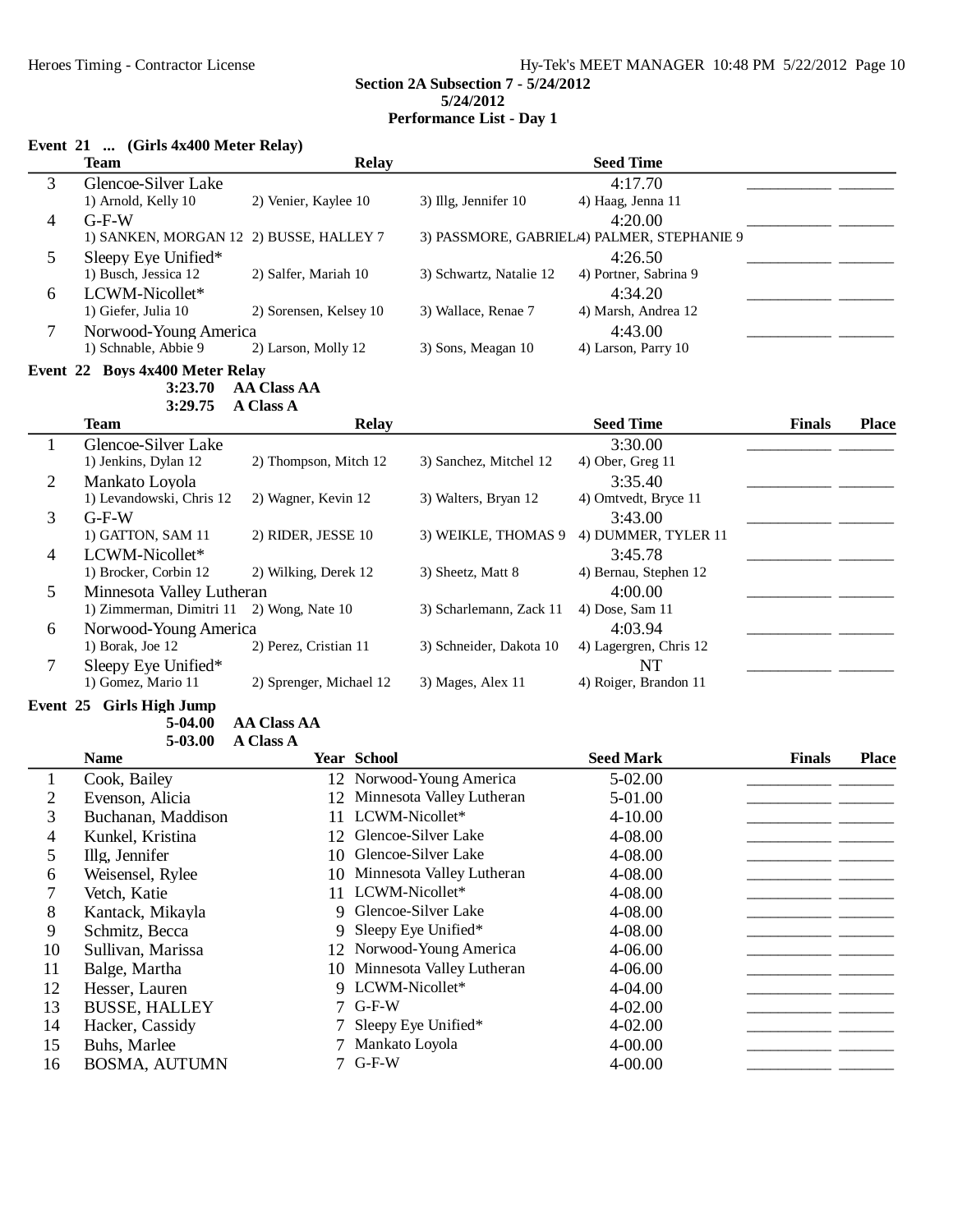**Section 2A Subsection 7 - 5/24/2012**
**5/24/2012**
**Performance List - Day 1**

### Event 21 ... (Girls 4x400 Meter Relay)

| | Team | Relay | | | Seed Time | | |
|---|---|---|---|---|---|---|---|
| 3 | Glencoe-Silver Lake | | | | 4:17.70 | | |
| | 1) Arnold, Kelly 10 | 2) Venier, Kaylee 10 | 3) Illg, Jennifer 10 | 4) Haag, Jenna 11 | | | |
| 4 | G-F-W | | | | 4:20.00 | | |
| | 1) SANKEN, MORGAN 12 | 2) BUSSE, HALLEY 7 | 3) PASSMORE, GABRIEL | 4) PALMER, STEPHANIE 9 | | | |
| 5 | Sleepy Eye Unified* | | | | 4:26.50 | | |
| | 1) Busch, Jessica 12 | 2) Salfer, Mariah 10 | 3) Schwartz, Natalie 12 | 4) Portner, Sabrina 9 | | | |
| 6 | LCWM-Nicollet* | | | | 4:34.20 | | |
| | 1) Giefer, Julia 10 | 2) Sorensen, Kelsey 10 | 3) Wallace, Renae 7 | 4) Marsh, Andrea 12 | | | |
| 7 | Norwood-Young America | | | | 4:43.00 | | |
| | 1) Schnable, Abbie 9 | 2) Larson, Molly 12 | 3) Sons, Meagan 10 | 4) Larson, Parry 10 | | | |

### Event 22 Boys 4x400 Meter Relay

3:23.70 AA Class AA
3:29.75 A Class A

| | Team | Relay | | | Seed Time | Finals | Place |
|---|---|---|---|---|---|---|---|
| 1 | Glencoe-Silver Lake | | | | 3:30.00 | | |
| | 1) Jenkins, Dylan 12 | 2) Thompson, Mitch 12 | 3) Sanchez, Mitchel 12 | 4) Ober, Greg 11 | | | |
| 2 | Mankato Loyola | | | | 3:35.40 | | |
| | 1) Levandowski, Chris 12 | 2) Wagner, Kevin 12 | 3) Walters, Bryan 12 | 4) Omtvedt, Bryce 11 | | | |
| 3 | G-F-W | | | | 3:43.00 | | |
| | 1) GATTON, SAM 11 | 2) RIDER, JESSE 10 | 3) WEIKLE, THOMAS 9 | 4) DUMMER, TYLER 11 | | | |
| 4 | LCWM-Nicollet* | | | | 3:45.78 | | |
| | 1) Brocker, Corbin 12 | 2) Wilking, Derek 12 | 3) Sheetz, Matt 8 | 4) Bernau, Stephen 12 | | | |
| 5 | Minnesota Valley Lutheran | | | | 4:00.00 | | |
| | 1) Zimmerman, Dimitri 11 | 2) Wong, Nate 10 | 3) Scharlemann, Zack 11 | 4) Dose, Sam 11 | | | |
| 6 | Norwood-Young America | | | | 4:03.94 | | |
| | 1) Borak, Joe 12 | 2) Perez, Cristian 11 | 3) Schneider, Dakota 10 | 4) Lagergren, Chris 12 | | | |
| 7 | Sleepy Eye Unified* | | | | NT | | |
| | 1) Gomez, Mario 11 | 2) Sprenger, Michael 12 | 3) Mages, Alex 11 | 4) Roiger, Brandon 11 | | | |

### Event 25 Girls High Jump

5-04.00 AA Class AA
5-03.00 A Class A

| | Name | Year | School | Seed Mark | Finals | Place |
|---|---|---|---|---|---|---|
| 1 | Cook, Bailey | 12 | Norwood-Young America | 5-02.00 | | |
| 2 | Evenson, Alicia | 12 | Minnesota Valley Lutheran | 5-01.00 | | |
| 3 | Buchanan, Maddison | 11 | LCWM-Nicollet* | 4-10.00 | | |
| 4 | Kunkel, Kristina | 12 | Glencoe-Silver Lake | 4-08.00 | | |
| 5 | Illg, Jennifer | 10 | Glencoe-Silver Lake | 4-08.00 | | |
| 6 | Weisensel, Rylee | 10 | Minnesota Valley Lutheran | 4-08.00 | | |
| 7 | Vetch, Katie | 11 | LCWM-Nicollet* | 4-08.00 | | |
| 8 | Kantack, Mikayla | 9 | Glencoe-Silver Lake | 4-08.00 | | |
| 9 | Schmitz, Becca | 9 | Sleepy Eye Unified* | 4-08.00 | | |
| 10 | Sullivan, Marissa | 12 | Norwood-Young America | 4-06.00 | | |
| 11 | Balge, Martha | 10 | Minnesota Valley Lutheran | 4-06.00 | | |
| 12 | Hesser, Lauren | 9 | LCWM-Nicollet* | 4-04.00 | | |
| 13 | BUSSE, HALLEY | 7 | G-F-W | 4-02.00 | | |
| 14 | Hacker, Cassidy | 7 | Sleepy Eye Unified* | 4-02.00 | | |
| 15 | Buhs, Marlee | 7 | Mankato Loyola | 4-00.00 | | |
| 16 | BOSMA, AUTUMN | 7 | G-F-W | 4-00.00 | | |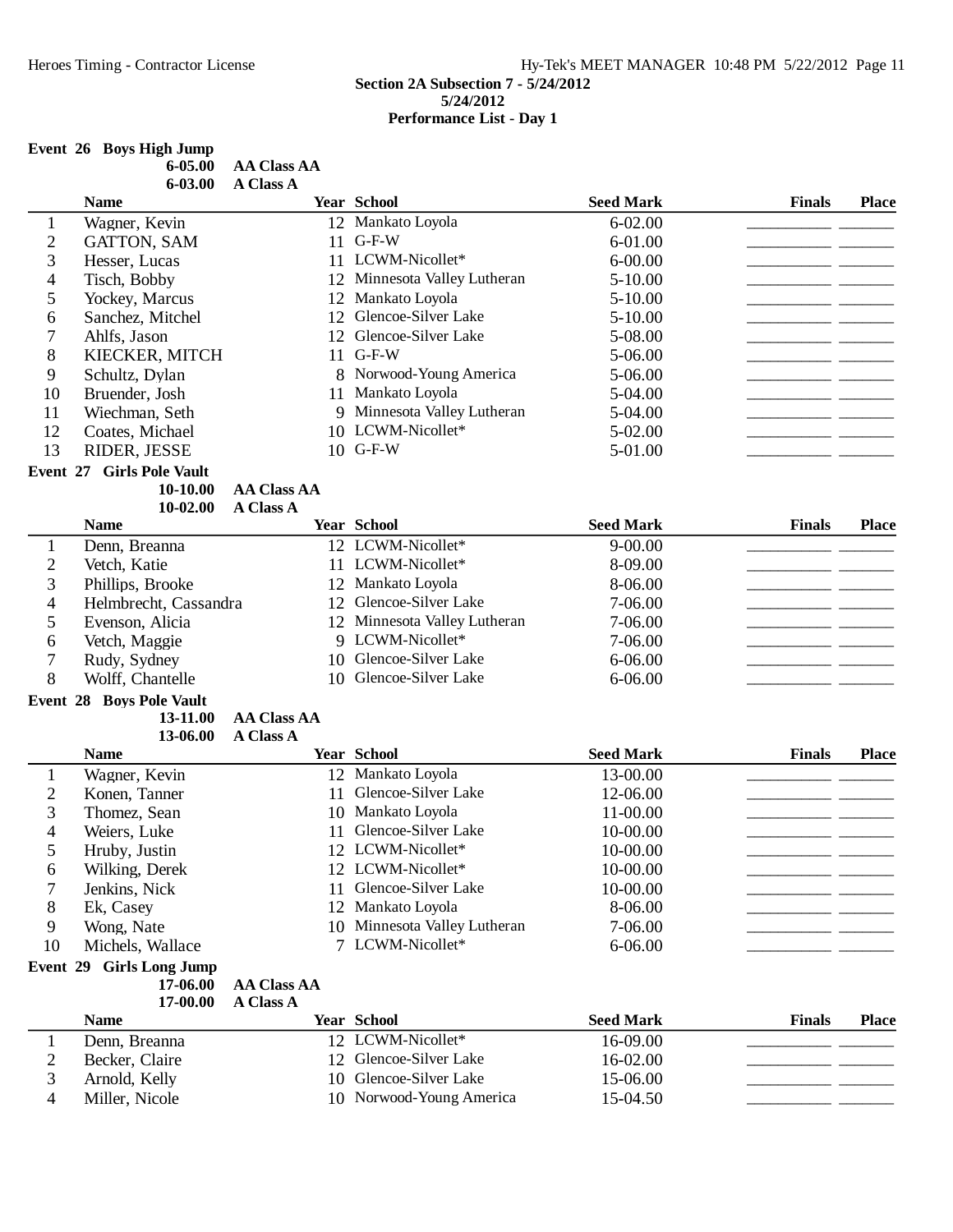**Section 2A Subsection 7 - 5/24/2012**
**5/24/2012**
**Performance List - Day 1**

### Event 26 Boys High Jump

6-05.00 AA Class AA
6-03.00 A Class A

| | Name | Year | School | Seed Mark | Finals | Place |
|---|---|---|---|---|---|---|
| 1 | Wagner, Kevin | 12 | Mankato Loyola | 6-02.00 | | |
| 2 | GATTON, SAM | 11 | G-F-W | 6-01.00 | | |
| 3 | Hesser, Lucas | 11 | LCWM-Nicollet* | 6-00.00 | | |
| 4 | Tisch, Bobby | 12 | Minnesota Valley Lutheran | 5-10.00 | | |
| 5 | Yockey, Marcus | 12 | Mankato Loyola | 5-10.00 | | |
| 6 | Sanchez, Mitchel | 12 | Glencoe-Silver Lake | 5-10.00 | | |
| 7 | Ahlfs, Jason | 12 | Glencoe-Silver Lake | 5-08.00 | | |
| 8 | KIECKER, MITCH | 11 | G-F-W | 5-06.00 | | |
| 9 | Schultz, Dylan | 8 | Norwood-Young America | 5-06.00 | | |
| 10 | Bruender, Josh | 11 | Mankato Loyola | 5-04.00 | | |
| 11 | Wiechman, Seth | 9 | Minnesota Valley Lutheran | 5-04.00 | | |
| 12 | Coates, Michael | 10 | LCWM-Nicollet* | 5-02.00 | | |
| 13 | RIDER, JESSE | 10 | G-F-W | 5-01.00 | | |

### Event 27 Girls Pole Vault

10-10.00 AA Class AA
10-02.00 A Class A

| | Name | Year | School | Seed Mark | Finals | Place |
|---|---|---|---|---|---|---|
| 1 | Denn, Breanna | 12 | LCWM-Nicollet* | 9-00.00 | | |
| 2 | Vetch, Katie | 11 | LCWM-Nicollet* | 8-09.00 | | |
| 3 | Phillips, Brooke | 12 | Mankato Loyola | 8-06.00 | | |
| 4 | Helmbrecht, Cassandra | 12 | Glencoe-Silver Lake | 7-06.00 | | |
| 5 | Evenson, Alicia | 12 | Minnesota Valley Lutheran | 7-06.00 | | |
| 6 | Vetch, Maggie | 9 | LCWM-Nicollet* | 7-06.00 | | |
| 7 | Rudy, Sydney | 10 | Glencoe-Silver Lake | 6-06.00 | | |
| 8 | Wolff, Chantelle | 10 | Glencoe-Silver Lake | 6-06.00 | | |

### Event 28 Boys Pole Vault

13-11.00 AA Class AA
13-06.00 A Class A

| | Name | Year | School | Seed Mark | Finals | Place |
|---|---|---|---|---|---|---|
| 1 | Wagner, Kevin | 12 | Mankato Loyola | 13-00.00 | | |
| 2 | Konen, Tanner | 11 | Glencoe-Silver Lake | 12-06.00 | | |
| 3 | Thomez, Sean | 10 | Mankato Loyola | 11-00.00 | | |
| 4 | Weiers, Luke | 11 | Glencoe-Silver Lake | 10-00.00 | | |
| 5 | Hruby, Justin | 12 | LCWM-Nicollet* | 10-00.00 | | |
| 6 | Wilking, Derek | 12 | LCWM-Nicollet* | 10-00.00 | | |
| 7 | Jenkins, Nick | 11 | Glencoe-Silver Lake | 10-00.00 | | |
| 8 | Ek, Casey | 12 | Mankato Loyola | 8-06.00 | | |
| 9 | Wong, Nate | 10 | Minnesota Valley Lutheran | 7-06.00 | | |
| 10 | Michels, Wallace | 7 | LCWM-Nicollet* | 6-06.00 | | |

### Event 29 Girls Long Jump

17-06.00 AA Class AA
17-00.00 A Class A

| | Name | Year | School | Seed Mark | Finals | Place |
|---|---|---|---|---|---|---|
| 1 | Denn, Breanna | 12 | LCWM-Nicollet* | 16-09.00 | | |
| 2 | Becker, Claire | 12 | Glencoe-Silver Lake | 16-02.00 | | |
| 3 | Arnold, Kelly | 10 | Glencoe-Silver Lake | 15-06.00 | | |
| 4 | Miller, Nicole | 10 | Norwood-Young America | 15-04.50 | | |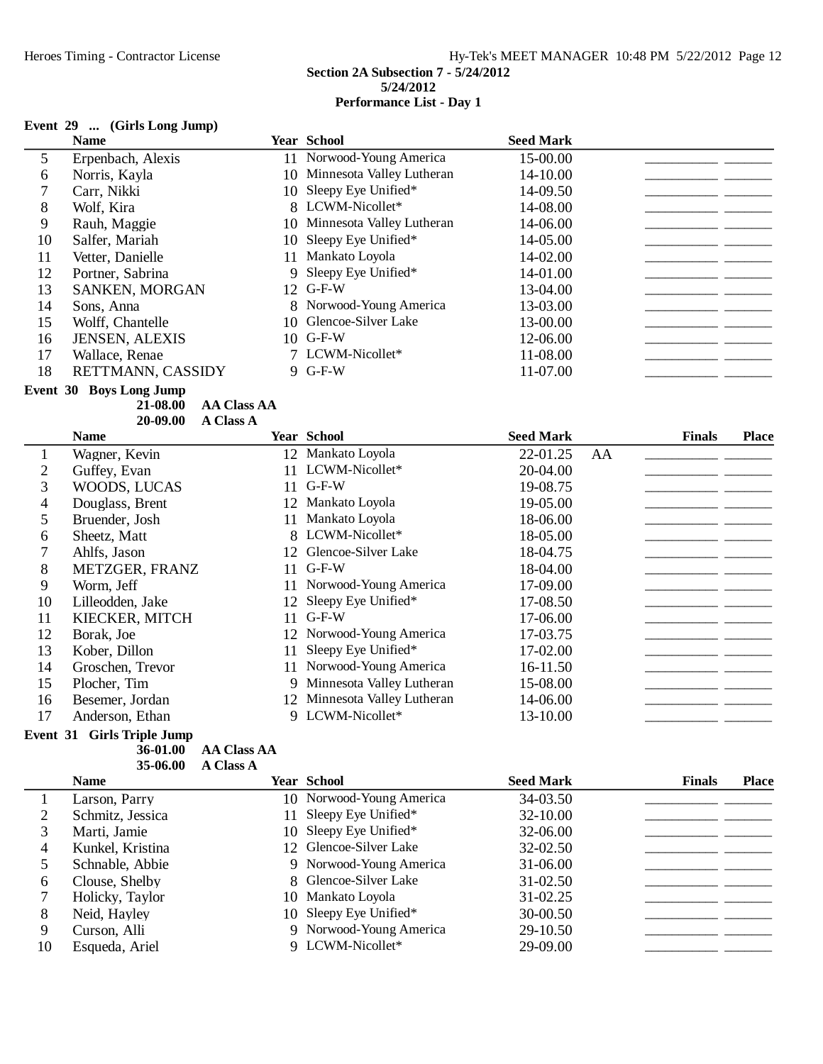**Section 2A Subsection 7 - 5/24/2012**
**5/24/2012**
**Performance List - Day 1**

### Event 29 ... (Girls Long Jump)

| | Name | Year | School | Seed Mark | | | |
|---|---|---|---|---|---|---|---|
| 5 | Erpenbach, Alexis | 11 | Norwood-Young America | 15-00.00 | | _________ | ______ |
| 6 | Norris, Kayla | 10 | Minnesota Valley Lutheran | 14-10.00 | | _________ | ______ |
| 7 | Carr, Nikki | 10 | Sleepy Eye Unified* | 14-09.50 | | _________ | ______ |
| 8 | Wolf, Kira | 8 | LCWM-Nicollet* | 14-08.00 | | _________ | ______ |
| 9 | Rauh, Maggie | 10 | Minnesota Valley Lutheran | 14-06.00 | | _________ | ______ |
| 10 | Salfer, Mariah | 10 | Sleepy Eye Unified* | 14-05.00 | | _________ | ______ |
| 11 | Vetter, Danielle | 11 | Mankato Loyola | 14-02.00 | | _________ | ______ |
| 12 | Portner, Sabrina | 9 | Sleepy Eye Unified* | 14-01.00 | | _________ | ______ |
| 13 | SANKEN, MORGAN | 12 | G-F-W | 13-04.00 | | _________ | ______ |
| 14 | Sons, Anna | 8 | Norwood-Young America | 13-03.00 | | _________ | ______ |
| 15 | Wolff, Chantelle | 10 | Glencoe-Silver Lake | 13-00.00 | | _________ | ______ |
| 16 | JENSEN, ALEXIS | 10 | G-F-W | 12-06.00 | | _________ | ______ |
| 17 | Wallace, Renae | 7 | LCWM-Nicollet* | 11-08.00 | | _________ | ______ |
| 18 | RETTMANN, CASSIDY | 9 | G-F-W | 11-07.00 | | _________ | ______ |

### Event 30 Boys Long Jump

21-08.00 AA Class AA
20-09.00 A Class A

| | Name | Year | School | Seed Mark | | Finals | Place |
|---|---|---|---|---|---|---|---|
| 1 | Wagner, Kevin | 12 | Mankato Loyola | 22-01.25 | AA | _________ | ______ |
| 2 | Guffey, Evan | 11 | LCWM-Nicollet* | 20-04.00 | | _________ | ______ |
| 3 | WOODS, LUCAS | 11 | G-F-W | 19-08.75 | | _________ | ______ |
| 4 | Douglass, Brent | 12 | Mankato Loyola | 19-05.00 | | _________ | ______ |
| 5 | Bruender, Josh | 11 | Mankato Loyola | 18-06.00 | | _________ | ______ |
| 6 | Sheetz, Matt | 8 | LCWM-Nicollet* | 18-05.00 | | _________ | ______ |
| 7 | Ahlfs, Jason | 12 | Glencoe-Silver Lake | 18-04.75 | | _________ | ______ |
| 8 | METZGER, FRANZ | 11 | G-F-W | 18-04.00 | | _________ | ______ |
| 9 | Worm, Jeff | 11 | Norwood-Young America | 17-09.00 | | _________ | ______ |
| 10 | Lilleodden, Jake | 12 | Sleepy Eye Unified* | 17-08.50 | | _________ | ______ |
| 11 | KIECKER, MITCH | 11 | G-F-W | 17-06.00 | | _________ | ______ |
| 12 | Borak, Joe | 12 | Norwood-Young America | 17-03.75 | | _________ | ______ |
| 13 | Kober, Dillon | 11 | Sleepy Eye Unified* | 17-02.00 | | _________ | ______ |
| 14 | Groschen, Trevor | 11 | Norwood-Young America | 16-11.50 | | _________ | ______ |
| 15 | Plocher, Tim | 9 | Minnesota Valley Lutheran | 15-08.00 | | _________ | ______ |
| 16 | Besemer, Jordan | 12 | Minnesota Valley Lutheran | 14-06.00 | | _________ | ______ |
| 17 | Anderson, Ethan | 9 | LCWM-Nicollet* | 13-10.00 | | _________ | ______ |

### Event 31 Girls Triple Jump

36-01.00 AA Class AA
35-06.00 A Class A

| | Name | Year | School | Seed Mark | | Finals | Place |
|---|---|---|---|---|---|---|---|
| 1 | Larson, Parry | 10 | Norwood-Young America | 34-03.50 | | _________ | ______ |
| 2 | Schmitz, Jessica | 11 | Sleepy Eye Unified* | 32-10.00 | | _________ | ______ |
| 3 | Marti, Jamie | 10 | Sleepy Eye Unified* | 32-06.00 | | _________ | ______ |
| 4 | Kunkel, Kristina | 12 | Glencoe-Silver Lake | 32-02.50 | | _________ | ______ |
| 5 | Schnable, Abbie | 9 | Norwood-Young America | 31-06.00 | | _________ | ______ |
| 6 | Clouse, Shelby | 8 | Glencoe-Silver Lake | 31-02.50 | | _________ | ______ |
| 7 | Holicky, Taylor | 10 | Mankato Loyola | 31-02.25 | | _________ | ______ |
| 8 | Neid, Hayley | 10 | Sleepy Eye Unified* | 30-00.50 | | _________ | ______ |
| 9 | Curson, Alli | 9 | Norwood-Young America | 29-10.50 | | _________ | ______ |
| 10 | Esqueda, Ariel | 9 | LCWM-Nicollet* | 29-09.00 | | _________ | ______ |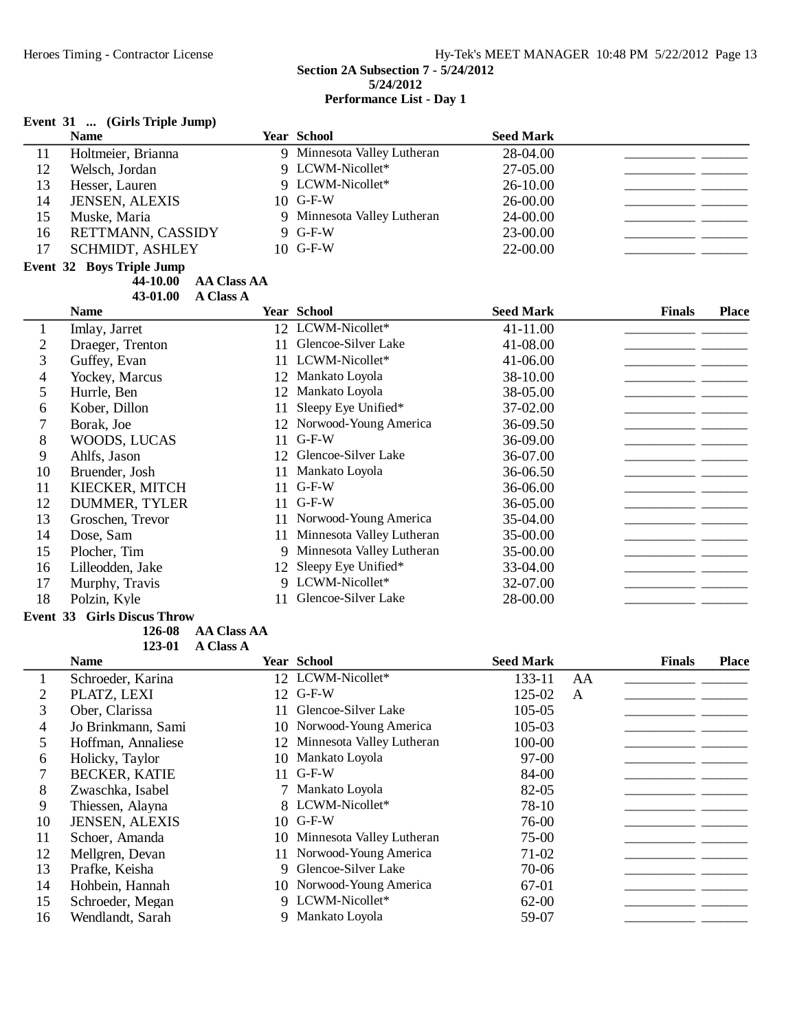**Section 2A Subsection 7 - 5/24/2012**
**5/24/2012**
**Performance List - Day 1**

**Event 31 ... (Girls Triple Jump)**

| | Name | Year | School | Seed Mark | | |
|---|---|---|---|---|---|---|
| 11 | Holtmeier, Brianna | 9 | Minnesota Valley Lutheran | 28-04.00 | __________ | _______ |
| 12 | Welsch, Jordan | 9 | LCWM-Nicollet* | 27-05.00 | __________ | _______ |
| 13 | Hesser, Lauren | 9 | LCWM-Nicollet* | 26-10.00 | __________ | _______ |
| 14 | JENSEN, ALEXIS | 10 | G-F-W | 26-00.00 | __________ | _______ |
| 15 | Muske, Maria | 9 | Minnesota Valley Lutheran | 24-00.00 | __________ | _______ |
| 16 | RETTMANN, CASSIDY | 9 | G-F-W | 23-00.00 | __________ | _______ |
| 17 | SCHMIDT, ASHLEY | 10 | G-F-W | 22-00.00 | __________ | _______ |

**Event 32 Boys Triple Jump**

44-10.00 AA Class AA
43-01.00 A Class A

| | Name | Year | School | Seed Mark | Finals | Place |
|---|---|---|---|---|---|---|
| 1 | Imlay, Jarret | 12 | LCWM-Nicollet* | 41-11.00 | __________ | _______ |
| 2 | Draeger, Trenton | 11 | Glencoe-Silver Lake | 41-08.00 | __________ | _______ |
| 3 | Guffey, Evan | 11 | LCWM-Nicollet* | 41-06.00 | __________ | _______ |
| 4 | Yockey, Marcus | 12 | Mankato Loyola | 38-10.00 | __________ | _______ |
| 5 | Hurrle, Ben | 12 | Mankato Loyola | 38-05.00 | __________ | _______ |
| 6 | Kober, Dillon | 11 | Sleepy Eye Unified* | 37-02.00 | __________ | _______ |
| 7 | Borak, Joe | 12 | Norwood-Young America | 36-09.50 | __________ | _______ |
| 8 | WOODS, LUCAS | 11 | G-F-W | 36-09.00 | __________ | _______ |
| 9 | Ahlfs, Jason | 12 | Glencoe-Silver Lake | 36-07.00 | __________ | _______ |
| 10 | Bruender, Josh | 11 | Mankato Loyola | 36-06.50 | __________ | _______ |
| 11 | KIECKER, MITCH | 11 | G-F-W | 36-06.00 | __________ | _______ |
| 12 | DUMMER, TYLER | 11 | G-F-W | 36-05.00 | __________ | _______ |
| 13 | Groschen, Trevor | 11 | Norwood-Young America | 35-04.00 | __________ | _______ |
| 14 | Dose, Sam | 11 | Minnesota Valley Lutheran | 35-00.00 | __________ | _______ |
| 15 | Plocher, Tim | 9 | Minnesota Valley Lutheran | 35-00.00 | __________ | _______ |
| 16 | Lilleodden, Jake | 12 | Sleepy Eye Unified* | 33-04.00 | __________ | _______ |
| 17 | Murphy, Travis | 9 | LCWM-Nicollet* | 32-07.00 | __________ | _______ |
| 18 | Polzin, Kyle | 11 | Glencoe-Silver Lake | 28-00.00 | __________ | _______ |

**Event 33 Girls Discus Throw**

126-08 AA Class AA
123-01 A Class A

| | Name | Year | School | Seed Mark | | Finals | Place |
|---|---|---|---|---|---|---|---|
| 1 | Schroeder, Karina | 12 | LCWM-Nicollet* | 133-11 | AA | __________ | _______ |
| 2 | PLATZ, LEXI | 12 | G-F-W | 125-02 | A | __________ | _______ |
| 3 | Ober, Clarissa | 11 | Glencoe-Silver Lake | 105-05 | | __________ | _______ |
| 4 | Jo Brinkmann, Sami | 10 | Norwood-Young America | 105-03 | | __________ | _______ |
| 5 | Hoffman, Annaliese | 12 | Minnesota Valley Lutheran | 100-00 | | __________ | _______ |
| 6 | Holicky, Taylor | 10 | Mankato Loyola | 97-00 | | __________ | _______ |
| 7 | BECKER, KATIE | 11 | G-F-W | 84-00 | | __________ | _______ |
| 8 | Zwaschka, Isabel | 7 | Mankato Loyola | 82-05 | | __________ | _______ |
| 9 | Thiessen, Alayna | 8 | LCWM-Nicollet* | 78-10 | | __________ | _______ |
| 10 | JENSEN, ALEXIS | 10 | G-F-W | 76-00 | | __________ | _______ |
| 11 | Schoer, Amanda | 10 | Minnesota Valley Lutheran | 75-00 | | __________ | _______ |
| 12 | Mellgren, Devan | 11 | Norwood-Young America | 71-02 | | __________ | _______ |
| 13 | Prafke, Keisha | 9 | Glencoe-Silver Lake | 70-06 | | __________ | _______ |
| 14 | Hohbein, Hannah | 10 | Norwood-Young America | 67-01 | | __________ | _______ |
| 15 | Schroeder, Megan | 9 | LCWM-Nicollet* | 62-00 | | __________ | _______ |
| 16 | Wendlandt, Sarah | 9 | Mankato Loyola | 59-07 | | __________ | _______ |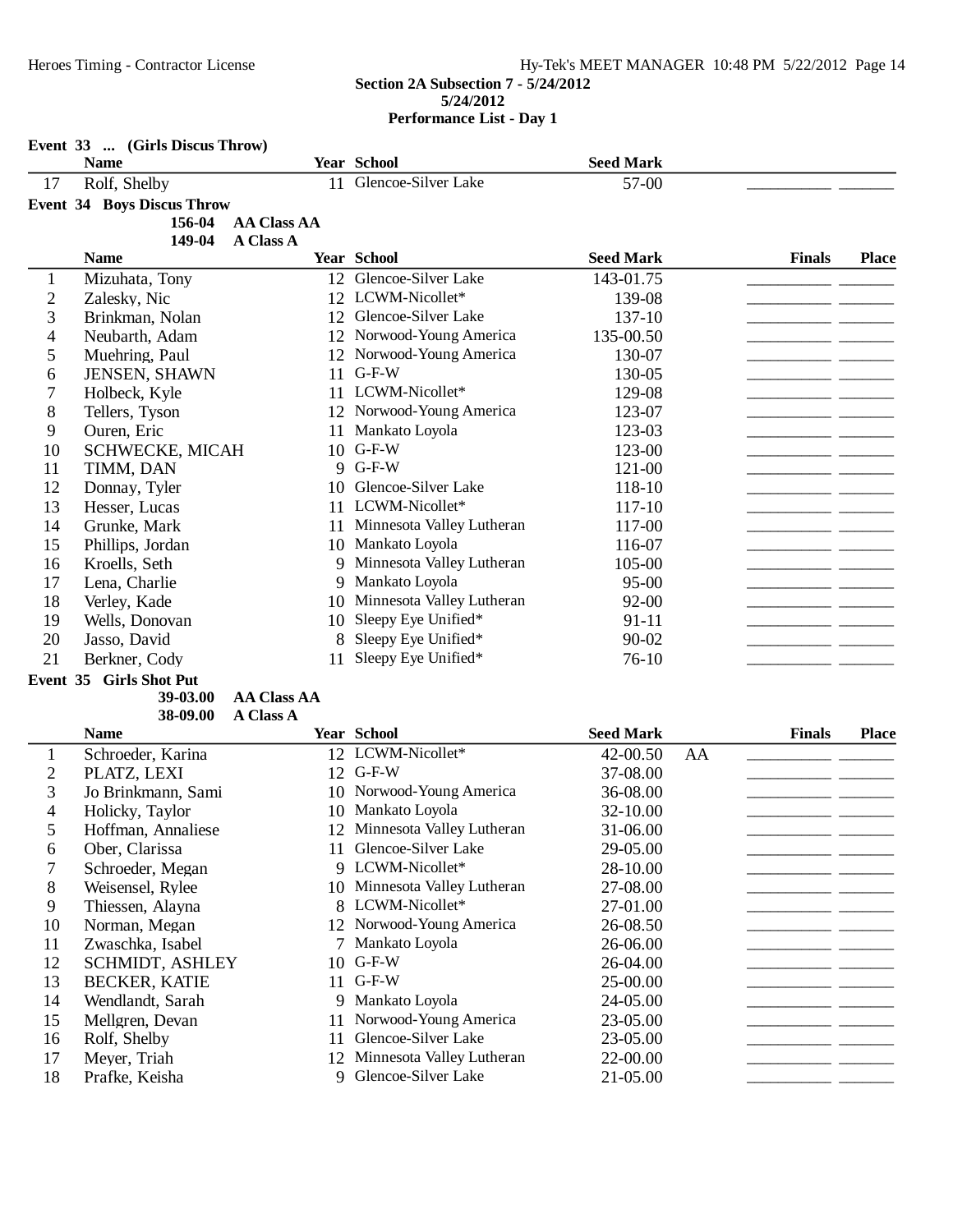**Section 2A Subsection 7 - 5/24/2012**
**5/24/2012**
**Performance List - Day 1**

**Event 33 ... (Girls Discus Throw)**

| | Name | Year | School | Seed Mark | | |
|---|---|---|---|---|---|---|
| 17 | Rolf, Shelby | 11 | Glencoe-Silver Lake | 57-00 | | |

**Event 34 Boys Discus Throw**

156-04 **AA Class AA**
149-04 **A Class A**

| | Name | Year | School | Seed Mark | Finals | Place |
|---|---|---|---|---|---|---|
| 1 | Mizuhata, Tony | 12 | Glencoe-Silver Lake | 143-01.75 | | |
| 2 | Zalesky, Nic | 12 | LCWM-Nicollet* | 139-08 | | |
| 3 | Brinkman, Nolan | 12 | Glencoe-Silver Lake | 137-10 | | |
| 4 | Neubarth, Adam | 12 | Norwood-Young America | 135-00.50 | | |
| 5 | Muehring, Paul | 12 | Norwood-Young America | 130-07 | | |
| 6 | JENSEN, SHAWN | 11 | G-F-W | 130-05 | | |
| 7 | Holbeck, Kyle | 11 | LCWM-Nicollet* | 129-08 | | |
| 8 | Tellers, Tyson | 12 | Norwood-Young America | 123-07 | | |
| 9 | Ouren, Eric | 11 | Mankato Loyola | 123-03 | | |
| 10 | SCHWECKE, MICAH | 10 | G-F-W | 123-00 | | |
| 11 | TIMM, DAN | 9 | G-F-W | 121-00 | | |
| 12 | Donnay, Tyler | 10 | Glencoe-Silver Lake | 118-10 | | |
| 13 | Hesser, Lucas | 11 | LCWM-Nicollet* | 117-10 | | |
| 14 | Grunke, Mark | 11 | Minnesota Valley Lutheran | 117-00 | | |
| 15 | Phillips, Jordan | 10 | Mankato Loyola | 116-07 | | |
| 16 | Kroells, Seth | 9 | Minnesota Valley Lutheran | 105-00 | | |
| 17 | Lena, Charlie | 9 | Mankato Loyola | 95-00 | | |
| 18 | Verley, Kade | 10 | Minnesota Valley Lutheran | 92-00 | | |
| 19 | Wells, Donovan | 10 | Sleepy Eye Unified* | 91-11 | | |
| 20 | Jasso, David | 8 | Sleepy Eye Unified* | 90-02 | | |
| 21 | Berkner, Cody | 11 | Sleepy Eye Unified* | 76-10 | | |

**Event 35 Girls Shot Put**

39-03.00 **AA Class AA**
38-09.00 **A Class A**

| | Name | Year | School | Seed Mark | | Finals | Place |
|---|---|---|---|---|---|---|---|
| 1 | Schroeder, Karina | 12 | LCWM-Nicollet* | 42-00.50 | AA | | |
| 2 | PLATZ, LEXI | 12 | G-F-W | 37-08.00 | | | |
| 3 | Jo Brinkmann, Sami | 10 | Norwood-Young America | 36-08.00 | | | |
| 4 | Holicky, Taylor | 10 | Mankato Loyola | 32-10.00 | | | |
| 5 | Hoffman, Annaliese | 12 | Minnesota Valley Lutheran | 31-06.00 | | | |
| 6 | Ober, Clarissa | 11 | Glencoe-Silver Lake | 29-05.00 | | | |
| 7 | Schroeder, Megan | 9 | LCWM-Nicollet* | 28-10.00 | | | |
| 8 | Weisensel, Rylee | 10 | Minnesota Valley Lutheran | 27-08.00 | | | |
| 9 | Thiessen, Alayna | 8 | LCWM-Nicollet* | 27-01.00 | | | |
| 10 | Norman, Megan | 12 | Norwood-Young America | 26-08.50 | | | |
| 11 | Zwaschka, Isabel | 7 | Mankato Loyola | 26-06.00 | | | |
| 12 | SCHMIDT, ASHLEY | 10 | G-F-W | 26-04.00 | | | |
| 13 | BECKER, KATIE | 11 | G-F-W | 25-00.00 | | | |
| 14 | Wendlandt, Sarah | 9 | Mankato Loyola | 24-05.00 | | | |
| 15 | Mellgren, Devan | 11 | Norwood-Young America | 23-05.00 | | | |
| 16 | Rolf, Shelby | 11 | Glencoe-Silver Lake | 23-05.00 | | | |
| 17 | Meyer, Triah | 12 | Minnesota Valley Lutheran | 22-00.00 | | | |
| 18 | Prafke, Keisha | 9 | Glencoe-Silver Lake | 21-05.00 | | | |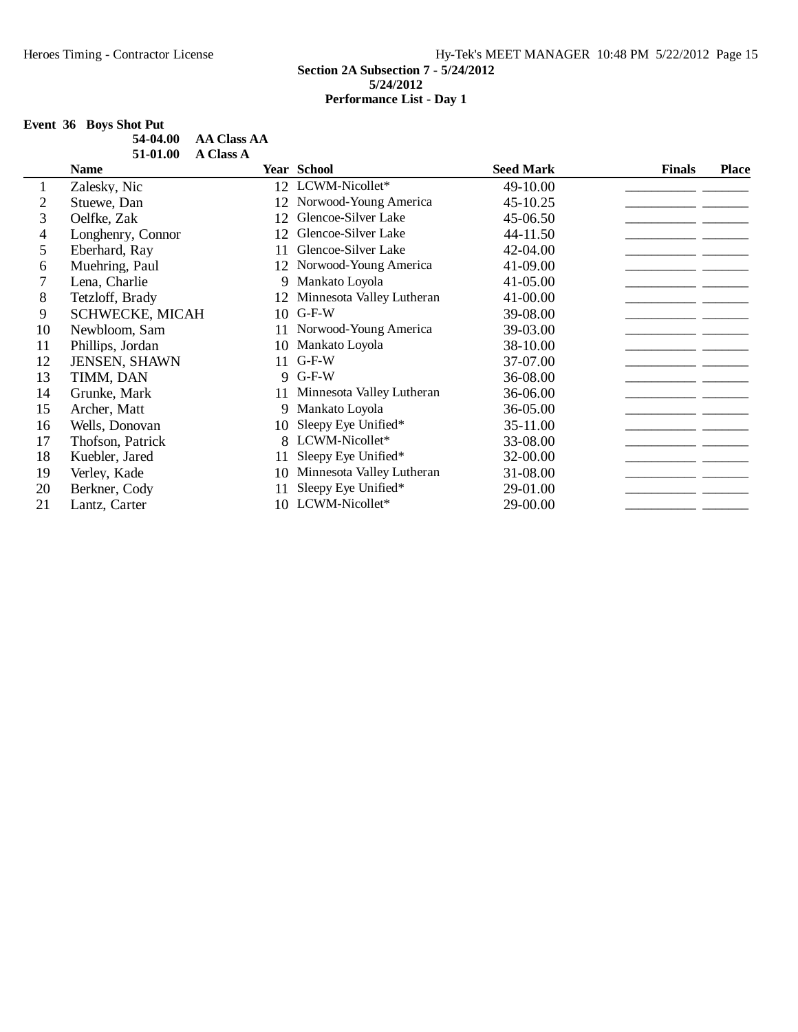**Section 2A Subsection 7 - 5/24/2012**
**5/24/2012**
**Performance List - Day 1**

**Event 36 Boys Shot Put**

**54-04.00 AA Class AA**
**51-01.00 A Class A**

| | Name | Year | School | Seed Mark | Finals | Place |
|---|---|---|---|---|---|---|
| 1 | Zalesky, Nic | 12 | LCWM-Nicollet* | 49-10.00 | __________ | _______ |
| 2 | Stuewe, Dan | 12 | Norwood-Young America | 45-10.25 | __________ | _______ |
| 3 | Oelfke, Zak | 12 | Glencoe-Silver Lake | 45-06.50 | __________ | _______ |
| 4 | Longhenry, Connor | 12 | Glencoe-Silver Lake | 44-11.50 | __________ | _______ |
| 5 | Eberhard, Ray | 11 | Glencoe-Silver Lake | 42-04.00 | __________ | _______ |
| 6 | Muehring, Paul | 12 | Norwood-Young America | 41-09.00 | __________ | _______ |
| 7 | Lena, Charlie | 9 | Mankato Loyola | 41-05.00 | __________ | _______ |
| 8 | Tetzloff, Brady | 12 | Minnesota Valley Lutheran | 41-00.00 | __________ | _______ |
| 9 | SCHWECKE, MICAH | 10 | G-F-W | 39-08.00 | __________ | _______ |
| 10 | Newbloom, Sam | 11 | Norwood-Young America | 39-03.00 | __________ | _______ |
| 11 | Phillips, Jordan | 10 | Mankato Loyola | 38-10.00 | __________ | _______ |
| 12 | JENSEN, SHAWN | 11 | G-F-W | 37-07.00 | __________ | _______ |
| 13 | TIMM, DAN | 9 | G-F-W | 36-08.00 | __________ | _______ |
| 14 | Grunke, Mark | 11 | Minnesota Valley Lutheran | 36-06.00 | __________ | _______ |
| 15 | Archer, Matt | 9 | Mankato Loyola | 36-05.00 | __________ | _______ |
| 16 | Wells, Donovan | 10 | Sleepy Eye Unified* | 35-11.00 | __________ | _______ |
| 17 | Thofson, Patrick | 8 | LCWM-Nicollet* | 33-08.00 | __________ | _______ |
| 18 | Kuebler, Jared | 11 | Sleepy Eye Unified* | 32-00.00 | __________ | _______ |
| 19 | Verley, Kade | 10 | Minnesota Valley Lutheran | 31-08.00 | __________ | _______ |
| 20 | Berkner, Cody | 11 | Sleepy Eye Unified* | 29-01.00 | __________ | _______ |
| 21 | Lantz, Carter | 10 | LCWM-Nicollet* | 29-00.00 | __________ | _______ |